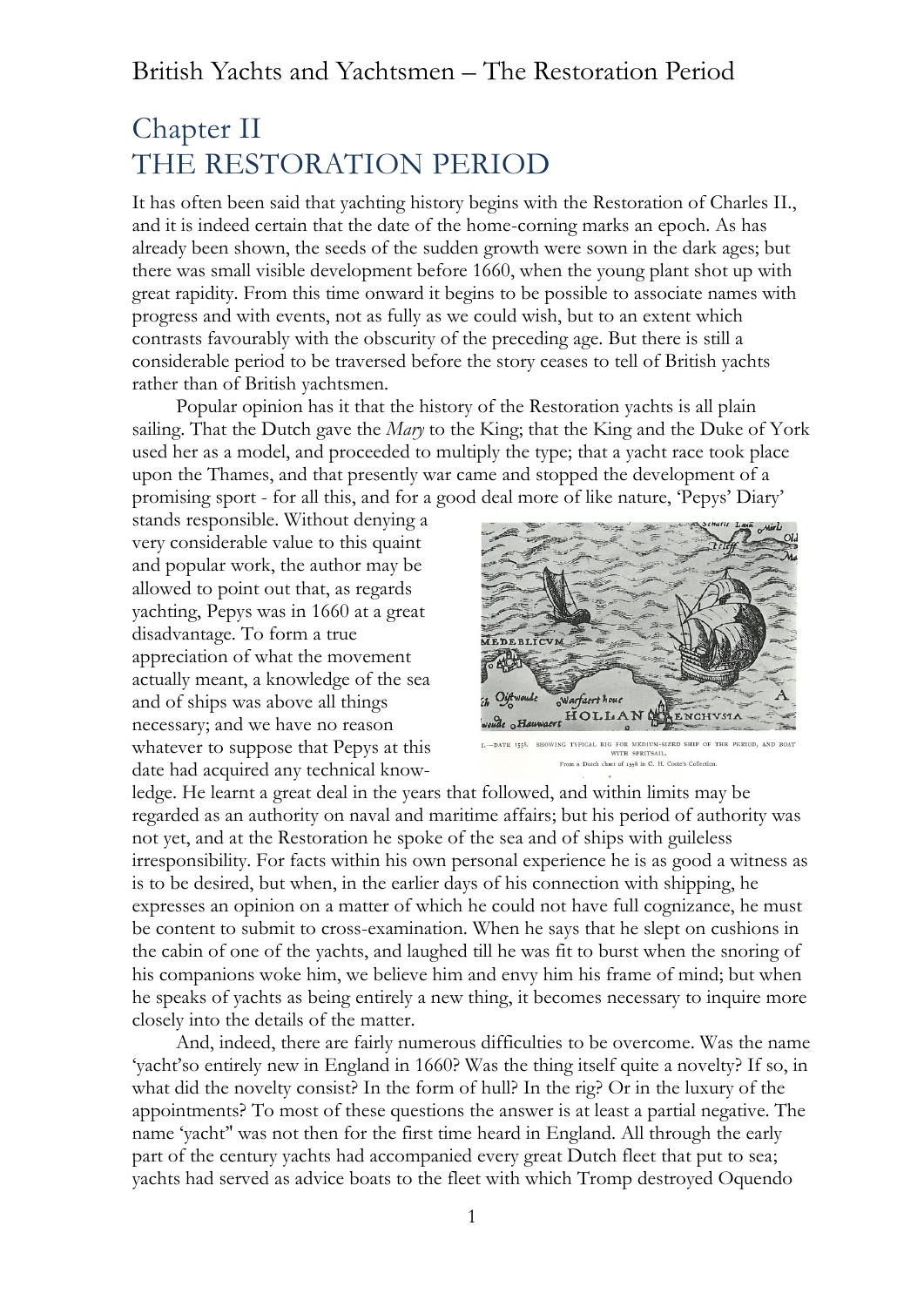# Chapter II
# THE RESTORATION PERIOD

It has often been said that yachting history begins with the Restoration of Charles II., and it is indeed certain that the date of the home-corning marks an epoch. As has already been shown, the seeds of the sudden growth were sown in the dark ages; but there was small visible development before 1660, when the young plant shot up with great rapidity. From this time onward it begins to be possible to associate names with progress and with events, not as fully as we could wish, but to an extent which contrasts favourably with the obscurity of the preceding age. But there is still a considerable period to be traversed before the story ceases to tell of British yachts rather than of British yachtsmen.

Popular opinion has it that the history of the Restoration yachts is all plain sailing. That the Dutch gave the *Mary* to the King; that the King and the Duke of York used her as a model, and proceeded to multiply the type; that a yacht race took place upon the Thames, and that presently war came and stopped the development of a promising sport - for all this, and for a good deal more of like nature, 'Pepys' Diary' stands responsible. Without denying a very considerable value to this quaint and popular work, the author may be allowed to point out that, as regards yachting, Pepys was in 1660 at a great disadvantage. To form a true appreciation of what the movement actually meant, a knowledge of the sea and of ships was above all things necessary; and we have no reason whatever to suppose that Pepys at this date had acquired any technical knowledge. He learnt a great deal in the years that followed, and within limits may be regarded as an authority on naval and maritime affairs; but his period of authority was not yet, and at the Restoration he spoke of the sea and of ships with guileless irresponsibility. For facts within his own personal experience he is as good a witness as is to be desired, but when, in the earlier days of his connection with shipping, he expresses an opinion on a matter of which he could not have full cognizance, he must be content to submit to cross-examination. When he says that he slept on cushions in the cabin of one of the yachts, and laughed till he was fit to burst when the snoring of his companions woke him, we believe him and envy him his frame of mind; but when he speaks of yachts as being entirely a new thing, it becomes necessary to inquire more closely into the details of the matter.

1.—DATE 1558. SHOWING TYPICAL RIG FOR MEDIUM-SIZED SHIP OF THE PERIOD, AND BOAT WITH SPRITSAIL.
From a Dutch chart of 1558 in C. H. Cooke's Collection.

And, indeed, there are fairly numerous difficulties to be overcome. Was the name 'yacht'so entirely new in England in 1660? Was the thing itself quite a novelty? If so, in what did the novelty consist? In the form of hull? In the rig? Or in the luxury of the appointments? To most of these questions the answer is at least a partial negative. The name 'yacht" was not then for the first time heard in England. All through the early part of the century yachts had accompanied every great Dutch fleet that put to sea; yachts had served as advice boats to the fleet with which Tromp destroyed Oquendo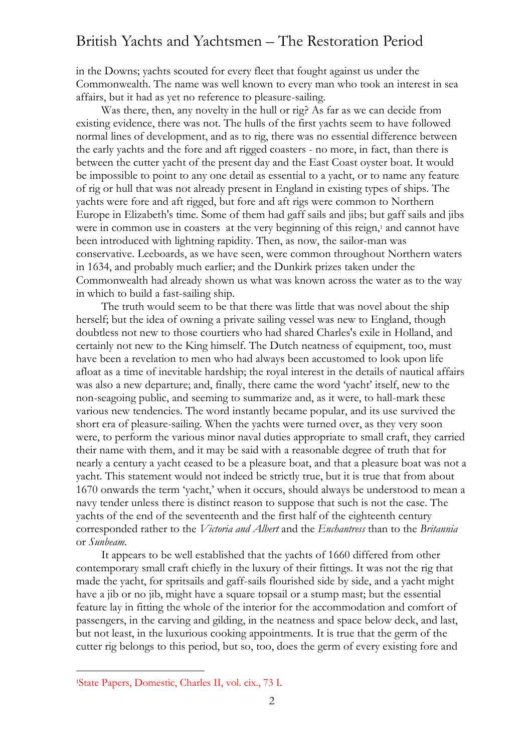in the Downs; yachts scouted for every fleet that fought against us under the Commonwealth. The name was well known to every man who took an interest in sea affairs, but it had as yet no reference to pleasure-sailing.

Was there, then, any novelty in the hull or rig? As far as we can decide from existing evidence, there was not. The hulls of the first yachts seem to have followed normal lines of development, and as to rig, there was no essential difference between the early yachts and the fore and aft rigged coasters - no more, in fact, than there is between the cutter yacht of the present day and the East Coast oyster boat. It would be impossible to point to any one detail as essential to a yacht, or to name any feature of rig or hull that was not already present in England in existing types of ships. The yachts were fore and aft rigged, but fore and aft rigs were common to Northern Europe in Elizabeth's time. Some of them had gaff sails and jibs; but gaff sails and jibs were in common use in coasters at the very beginning of this reign,[1] and cannot have been introduced with lightning rapidity. Then, as now, the sailor-man was conservative. Leeboards, as we have seen, were common throughout Northern waters in 1634, and probably much earlier; and the Dunkirk prizes taken under the Commonwealth had already shown us what was known across the water as to the way in which to build a fast-sailing ship.

The truth would seem to be that there was little that was novel about the ship herself; but the idea of owning a private sailing vessel was new to England, though doubtless not new to those courtiers who had shared Charles's exile in Holland, and certainly not new to the King himself. The Dutch neatness of equipment, too, must have been a revelation to men who had always been accustomed to look upon life afloat as a time of inevitable hardship; the royal interest in the details of nautical affairs was also a new departure; and, finally, there came the word 'yacht' itself, new to the non-seagoing public, and seeming to summarize and, as it were, to hall-mark these various new tendencies. The word instantly became popular, and its use survived the short era of pleasure-sailing. When the yachts were turned over, as they very soon were, to perform the various minor naval duties appropriate to small craft, they carried their name with them, and it may be said with a reasonable degree of truth that for nearly a century a yacht ceased to be a pleasure boat, and that a pleasure boat was not a yacht. This statement would not indeed be strictly true, but it is true that from about 1670 onwards the term 'yacht,' when it occurs, should always be understood to mean a navy tender unless there is distinct reason to suppose that such is not the case. The yachts of the end of the seventeenth and the first half of the eighteenth century corresponded rather to the *Victoria and Albert* and the *Enchantress* than to the *Britannia* or *Sunbeam*.

It appears to be well established that the yachts of 1660 differed from other contemporary small craft chiefly in the luxury of their fittings. It was not the rig that made the yacht, for spritsails and gaff-sails flourished side by side, and a yacht might have a jib or no jib, might have a square topsail or a stump mast; but the essential feature lay in fitting the whole of the interior for the accommodation and comfort of passengers, in the carving and gilding, in the neatness and space below deck, and last, but not least, in the luxurious cooking appointments. It is true that the germ of the cutter rig belongs to this period, but so, too, does the germ of every existing fore and

[1] State Papers, Domestic, Charles II, vol. cix., 73 I.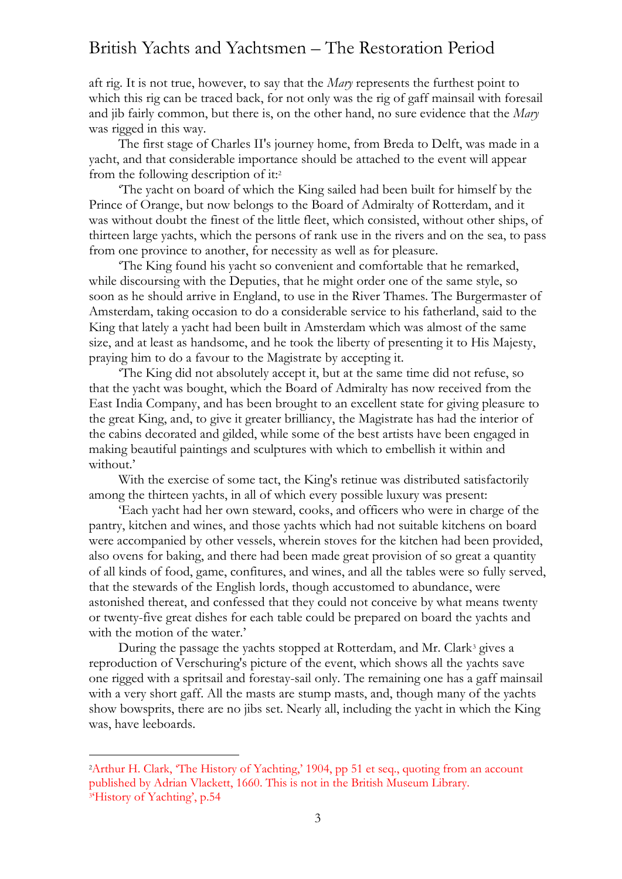aft rig. It is not true, however, to say that the *Mary* represents the furthest point to which this rig can be traced back, for not only was the rig of gaff mainsail with foresail and jib fairly common, but there is, on the other hand, no sure evidence that the *Mary* was rigged in this way.

The first stage of Charles II's journey home, from Breda to Delft, was made in a yacht, and that considerable importance should be attached to the event will appear from the following description of it:[2]

'The yacht on board of which the King sailed had been built for himself by the Prince of Orange, but now belongs to the Board of Admiralty of Rotterdam, and it was without doubt the finest of the little fleet, which consisted, without other ships, of thirteen large yachts, which the persons of rank use in the rivers and on the sea, to pass from one province to another, for necessity as well as for pleasure.

'The King found his yacht so convenient and comfortable that he remarked, while discoursing with the Deputies, that he might order one of the same style, so soon as he should arrive in England, to use in the River Thames. The Burgermaster of Amsterdam, taking occasion to do a considerable service to his fatherland, said to the King that lately a yacht had been built in Amsterdam which was almost of the same size, and at least as handsome, and he took the liberty of presenting it to His Majesty, praying him to do a favour to the Magistrate by accepting it.

'The King did not absolutely accept it, but at the same time did not refuse, so that the yacht was bought, which the Board of Admiralty has now received from the East India Company, and has been brought to an excellent state for giving pleasure to the great King, and, to give it greater brilliancy, the Magistrate has had the interior of the cabins decorated and gilded, while some of the best artists have been engaged in making beautiful paintings and sculptures with which to embellish it within and without.'

With the exercise of some tact, the King's retinue was distributed satisfactorily among the thirteen yachts, in all of which every possible luxury was present:

'Each yacht had her own steward, cooks, and officers who were in charge of the pantry, kitchen and wines, and those yachts which had not suitable kitchens on board were accompanied by other vessels, wherein stoves for the kitchen had been provided, also ovens for baking, and there had been made great provision of so great a quantity of all kinds of food, game, confitures, and wines, and all the tables were so fully served, that the stewards of the English lords, though accustomed to abundance, were astonished thereat, and confessed that they could not conceive by what means twenty or twenty-five great dishes for each table could be prepared on board the yachts and with the motion of the water.'

During the passage the yachts stopped at Rotterdam, and Mr. Clark[3] gives a reproduction of Verschuring's picture of the event, which shows all the yachts save one rigged with a spritsail and forestay-sail only. The remaining one has a gaff mainsail with a very short gaff. All the masts are stump masts, and, though many of the yachts show bowsprits, there are no jibs set. Nearly all, including the yacht in which the King was, have leeboards.

---

[2] Arthur H. Clark, 'The History of Yachting,' 1904, pp 51 et seq., quoting from an account published by Adrian Vlackett, 1660. This is not in the British Museum Library.

[3] 'History of Yachting', p.54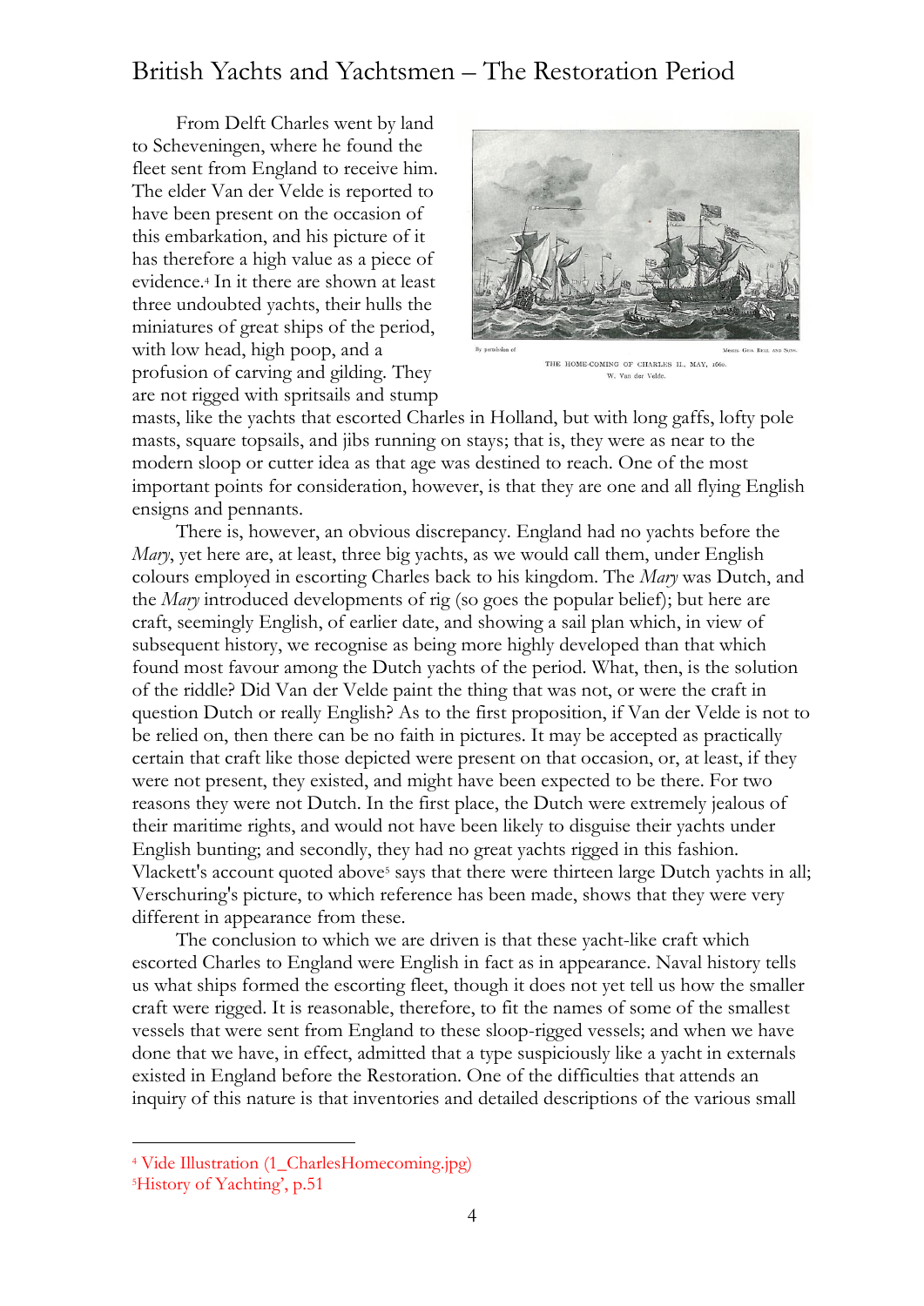From Delft Charles went by land to Scheveningen, where he found the fleet sent from England to receive him. The elder Van der Velde is reported to have been present on the occasion of this embarkation, and his picture of it has therefore a high value as a piece of evidence.[4] In it there are shown at least three undoubted yachts, their hulls the miniatures of great ships of the period, with low head, high poop, and a profusion of carving and gilding. They are not rigged with spritsails and stump masts, like the yachts that escorted Charles in Holland, but with long gaffs, lofty pole masts, square topsails, and jibs running on stays; that is, they were as near to the modern sloop or cutter idea as that age was destined to reach. One of the most important points for consideration, however, is that they are one and all flying English ensigns and pennants.

By permission of Messrs. Geo. Bell and Sons.

THE HOME-COMING OF CHARLES II., MAY, 1660.
W. Van der Velde.

There is, however, an obvious discrepancy. England had no yachts before the *Mary*, yet here are, at least, three big yachts, as we would call them, under English colours employed in escorting Charles back to his kingdom. The *Mary* was Dutch, and the *Mary* introduced developments of rig (so goes the popular belief); but here are craft, seemingly English, of earlier date, and showing a sail plan which, in view of subsequent history, we recognise as being more highly developed than that which found most favour among the Dutch yachts of the period. What, then, is the solution of the riddle? Did Van der Velde paint the thing that was not, or were the craft in question Dutch or really English? As to the first proposition, if Van der Velde is not to be relied on, then there can be no faith in pictures. It may be accepted as practically certain that craft like those depicted were present on that occasion, or, at least, if they were not present, they existed, and might have been expected to be there. For two reasons they were not Dutch. In the first place, the Dutch were extremely jealous of their maritime rights, and would not have been likely to disguise their yachts under English bunting; and secondly, they had no great yachts rigged in this fashion. Vlackett's account quoted above[5] says that there were thirteen large Dutch yachts in all; Verschuring's picture, to which reference has been made, shows that they were very different in appearance from these.

The conclusion to which we are driven is that these yacht-like craft which escorted Charles to England were English in fact as in appearance. Naval history tells us what ships formed the escorting fleet, though it does not yet tell us how the smaller craft were rigged. It is reasonable, therefore, to fit the names of some of the smallest vessels that were sent from England to these sloop-rigged vessels; and when we have done that we have, in effect, admitted that a type suspiciously like a yacht in externals existed in England before the Restoration. One of the difficulties that attends an inquiry of this nature is that inventories and detailed descriptions of the various small

---

[4] Vide Illustration (1_CharlesHomecoming.jpg)
[5] History of Yachting', p.51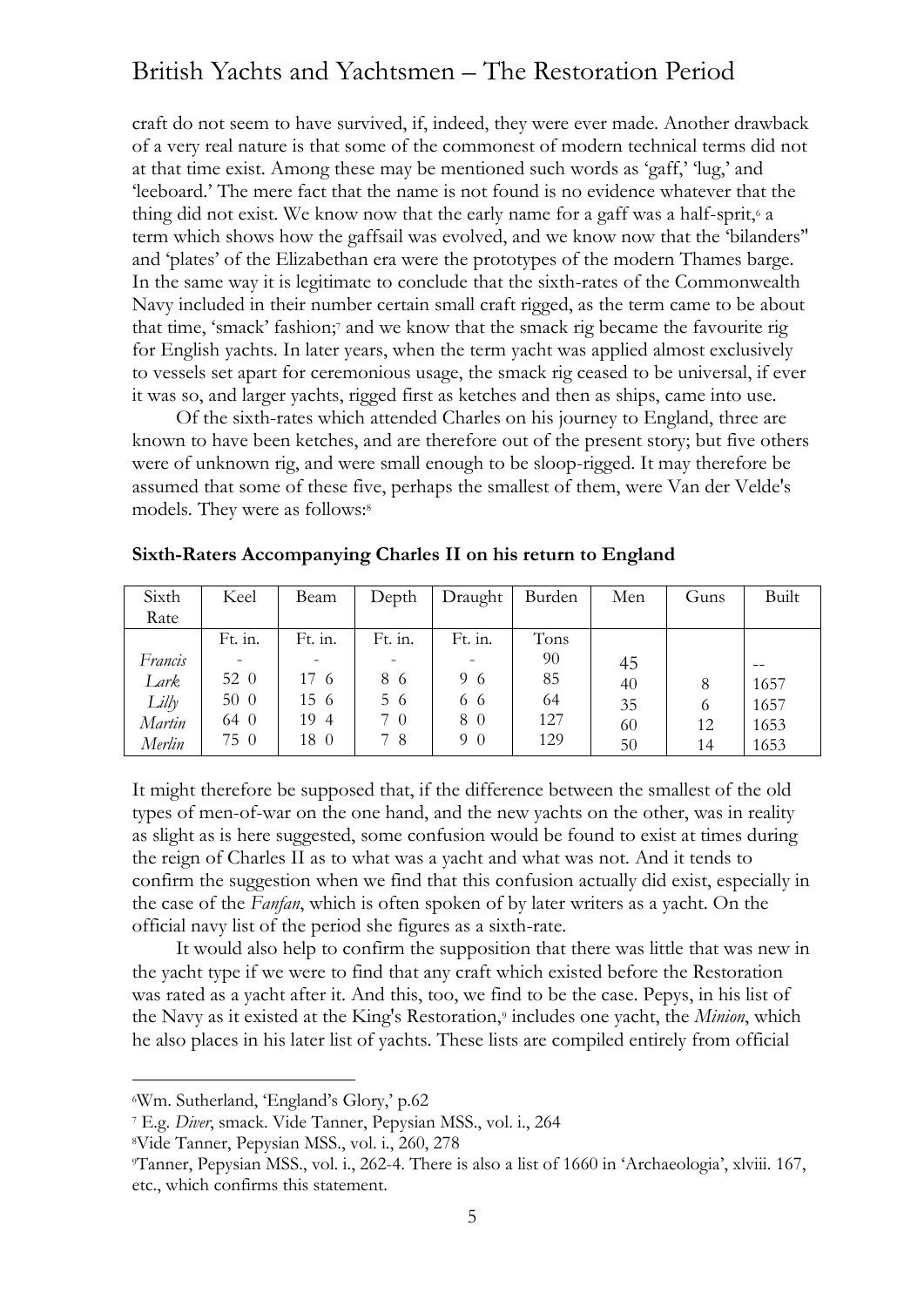craft do not seem to have survived, if, indeed, they were ever made. Another drawback of a very real nature is that some of the commonest of modern technical terms did not at that time exist. Among these may be mentioned such words as 'gaff,' 'lug,' and 'leeboard.' The mere fact that the name is not found is no evidence whatever that the thing did not exist. We know now that the early name for a gaff was a half-sprit,[6] a term which shows how the gaffsail was evolved, and we know now that the 'bilanders" and 'plates' of the Elizabethan era were the prototypes of the modern Thames barge. In the same way it is legitimate to conclude that the sixth-rates of the Commonwealth Navy included in their number certain small craft rigged, as the term came to be about that time, 'smack' fashion;[7] and we know that the smack rig became the favourite rig for English yachts. In later years, when the term yacht was applied almost exclusively to vessels set apart for ceremonious usage, the smack rig ceased to be universal, if ever it was so, and larger yachts, rigged first as ketches and then as ships, came into use.

Of the sixth-rates which attended Charles on his journey to England, three are known to have been ketches, and are therefore out of the present story; but five others were of unknown rig, and were small enough to be sloop-rigged. It may therefore be assumed that some of these five, perhaps the smallest of them, were Van der Velde's models. They were as follows:[8]

**Sixth-Raters Accompanying Charles II on his return to England**

| Sixth Rate | Keel | Beam | Depth | Draught | Burden | Men | Guns | Built |
|---|---|---|---|---|---|---|---|---|
| | Ft. in. | Ft. in. | Ft. in. | Ft. in. | Tons | | | |
| *Francis* | - | - | - | - | 90 | 45 | | -- |
| *Lark* | 52 0 | 17 6 | 8 6 | 9 6 | 85 | 40 | 8 | 1657 |
| *Lilly* | 50 0 | 15 6 | 5 6 | 6 6 | 64 | 35 | 6 | 1657 |
| *Martin* | 64 0 | 19 4 | 7 0 | 8 0 | 127 | 60 | 12 | 1653 |
| *Merlin* | 75 0 | 18 0 | 7 8 | 9 0 | 129 | 50 | 14 | 1653 |

It might therefore be supposed that, if the difference between the smallest of the old types of men-of-war on the one hand, and the new yachts on the other, was in reality as slight as is here suggested, some confusion would be found to exist at times during the reign of Charles II as to what was a yacht and what was not. And it tends to confirm the suggestion when we find that this confusion actually did exist, especially in the case of the *Fanfan*, which is often spoken of by later writers as a yacht. On the official navy list of the period she figures as a sixth-rate.

It would also help to confirm the supposition that there was little that was new in the yacht type if we were to find that any craft which existed before the Restoration was rated as a yacht after it. And this, too, we find to be the case. Pepys, in his list of the Navy as it existed at the King's Restoration,[9] includes one yacht, the *Minion*, which he also places in his later list of yachts. These lists are compiled entirely from official

---

[6] Wm. Sutherland, 'England's Glory,' p.62

[7] E.g. *Diver*, smack. Vide Tanner, Pepysian MSS., vol. i., 264

[8] Vide Tanner, Pepysian MSS., vol. i., 260, 278

[9] Tanner, Pepysian MSS., vol. i., 262-4. There is also a list of 1660 in 'Archaeologia', xlviii. 167, etc., which confirms this statement.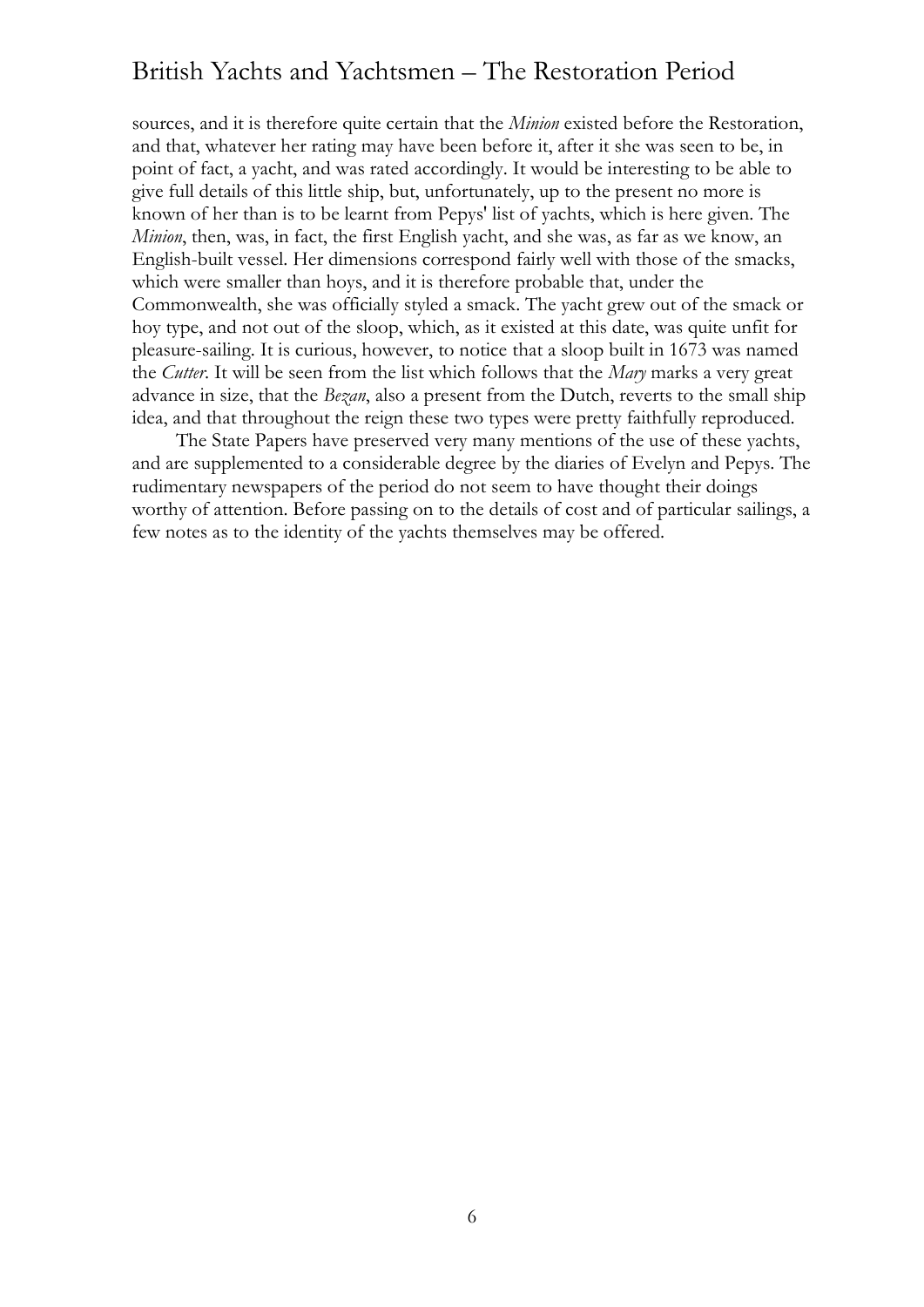sources, and it is therefore quite certain that the *Minion* existed before the Restoration, and that, whatever her rating may have been before it, after it she was seen to be, in point of fact, a yacht, and was rated accordingly. It would be interesting to be able to give full details of this little ship, but, unfortunately, up to the present no more is known of her than is to be learnt from Pepys' list of yachts, which is here given. The *Minion*, then, was, in fact, the first English yacht, and she was, as far as we know, an English-built vessel. Her dimensions correspond fairly well with those of the smacks, which were smaller than hoys, and it is therefore probable that, under the Commonwealth, she was officially styled a smack. The yacht grew out of the smack or hoy type, and not out of the sloop, which, as it existed at this date, was quite unfit for pleasure-sailing. It is curious, however, to notice that a sloop built in 1673 was named the *Cutter*. It will be seen from the list which follows that the *Mary* marks a very great advance in size, that the *Bezan*, also a present from the Dutch, reverts to the small ship idea, and that throughout the reign these two types were pretty faithfully reproduced.

The State Papers have preserved very many mentions of the use of these yachts, and are supplemented to a considerable degree by the diaries of Evelyn and Pepys. The rudimentary newspapers of the period do not seem to have thought their doings worthy of attention. Before passing on to the details of cost and of particular sailings, a few notes as to the identity of the yachts themselves may be offered.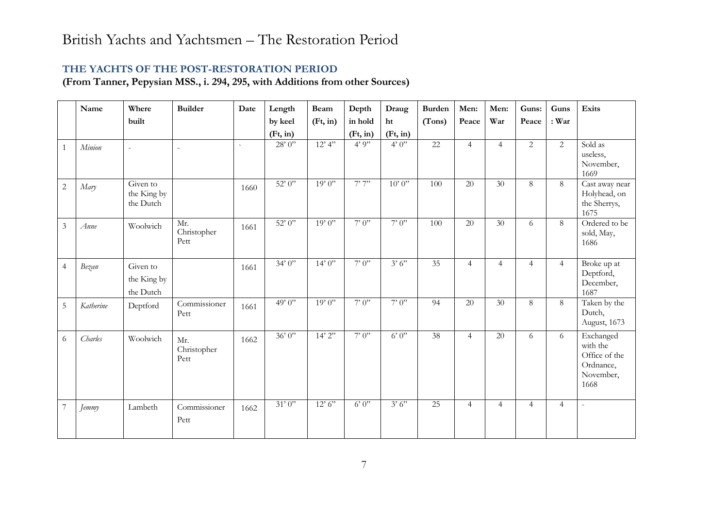## THE YACHTS OF THE POST-RESTORATION PERIOD

**(From Tanner, Pepysian MSS., i. 294, 295, with Additions from other Sources)**

| | Name | Where built | Builder | Date | Length by keel (Ft, in) | Beam (Ft, in) | Depth in hold (Ft, in) | Draught (Ft, in) | Burden (Tons) | Men: Peace | Men: War | Guns: Peace | Guns : War | Exits |
|---|---|---|---|---|---|---|---|---|---|---|---|---|---|---|
| 1 | *Minion* | - | - | ` | 28' 0" | 12' 4" | 4' 9" | 4' 0" | 22 | 4 | 4 | 2 | 2 | Sold as useless, November, 1669 |
| 2 | *Mary* | Given to the King by the Dutch | | 1660 | 52' 0" | 19' 0" | 7' 7" | 10' 0" | 100 | 20 | 30 | 8 | 8 | Cast away near Holyhead, on the Sherrys, 1675 |
| 3 | *Anne* | Woolwich | Mr. Christopher Pett | 1661 | 52' 0" | 19' 0" | 7' 0" | 7' 0" | 100 | 20 | 30 | 6 | 8 | Ordered to be sold, May, 1686 |
| 4 | *Bezan* | Given to the King by the Dutch | | 1661 | 34' 0" | 14' 0" | 7' 0" | 3' 6" | 35 | 4 | 4 | 4 | 4 | Broke up at Deptford, December, 1687 |
| 5 | *Katherine* | Deptford | Commissioner Pett | 1661 | 49' 0" | 19' 0" | 7' 0" | 7' 0" | 94 | 20 | 30 | 8 | 8 | Taken by the Dutch, August, 1673 |
| 6 | *Charles* | Woolwich | Mr. Christopher Pett | 1662 | 36' 0" | 14' 2" | 7' 0" | 6' 0" | 38 | 4 | 20 | 6 | 6 | Exchanged with the Office of the Ordnance, November, 1668 |
| 7 | *Jemmy* | Lambeth | Commissioner Pett | 1662 | 31' 0" | 12' 6" | 6' 0" | 3' 6" | 25 | 4 | 4 | 4 | 4 | - |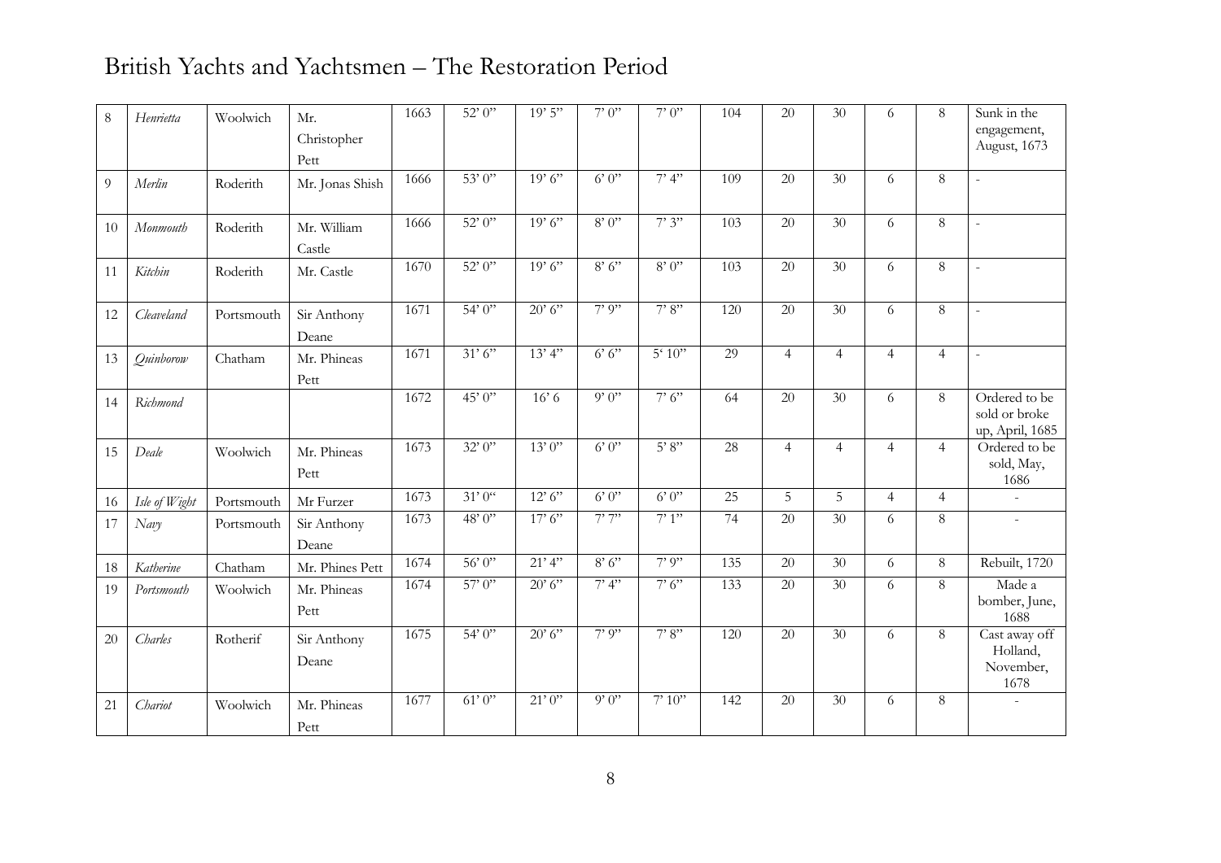| 8 | *Henrietta* | Woolwich | Mr. Christopher Pett | 1663 | 52' 0" | 19' 5" | 7' 0" | 7' 0" | 104 | 20 | 30 | 6 | 8 | Sunk in the engagement, August, 1673 |
|---|---|---|---|---|---|---|---|---|---|---|---|---|---|---|
| 9 | *Merlin* | Roderith | Mr. Jonas Shish | 1666 | 53' 0" | 19' 6" | 6' 0" | 7' 4" | 109 | 20 | 30 | 6 | 8 | - |
| 10 | *Monmouth* | Roderith | Mr. William Castle | 1666 | 52' 0" | 19' 6" | 8' 0" | 7' 3" | 103 | 20 | 30 | 6 | 8 | - |
| 11 | *Kitchin* | Roderith | Mr. Castle | 1670 | 52' 0" | 19' 6" | 8' 6" | 8' 0" | 103 | 20 | 30 | 6 | 8 | - |
| 12 | *Cleaveland* | Portsmouth | Sir Anthony Deane | 1671 | 54' 0" | 20' 6" | 7' 9" | 7' 8" | 120 | 20 | 30 | 6 | 8 | - |
| 13 | *Quinborow* | Chatham | Mr. Phineas Pett | 1671 | 31' 6" | 13' 4" | 6' 6" | 5' 10" | 29 | 4 | 4 | 4 | 4 | - |
| 14 | *Richmond* | | | 1672 | 45' 0" | 16' 6 | 9' 0" | 7' 6" | 64 | 20 | 30 | 6 | 8 | Ordered to be sold or broke up, April, 1685 |
| 15 | *Deale* | Woolwich | Mr. Phineas Pett | 1673 | 32' 0" | 13' 0" | 6' 0" | 5' 8" | 28 | 4 | 4 | 4 | 4 | Ordered to be sold, May, 1686 |
| 16 | *Isle of Wight* | Portsmouth | Mr Furzer | 1673 | 31' 0" | 12' 6" | 6' 0" | 6' 0" | 25 | 5 | 5 | 4 | 4 | - |
| 17 | *Navy* | Portsmouth | Sir Anthony Deane | 1673 | 48' 0" | 17' 6" | 7' 7" | 7' 1" | 74 | 20 | 30 | 6 | 8 | - |
| 18 | *Katherine* | Chatham | Mr. Phines Pett | 1674 | 56' 0" | 21' 4" | 8' 6" | 7' 9" | 135 | 20 | 30 | 6 | 8 | Rebuilt, 1720 |
| 19 | *Portsmouth* | Woolwich | Mr. Phineas Pett | 1674 | 57' 0" | 20' 6" | 7' 4" | 7' 6" | 133 | 20 | 30 | 6 | 8 | Made a bomber, June, 1688 |
| 20 | *Charles* | Rotherif | Sir Anthony Deane | 1675 | 54' 0" | 20' 6" | 7' 9" | 7' 8" | 120 | 20 | 30 | 6 | 8 | Cast away off Holland, November, 1678 |
| 21 | *Chariot* | Woolwich | Mr. Phineas Pett | 1677 | 61' 0" | 21' 0" | 9' 0" | 7' 10" | 142 | 20 | 30 | 6 | 8 | - |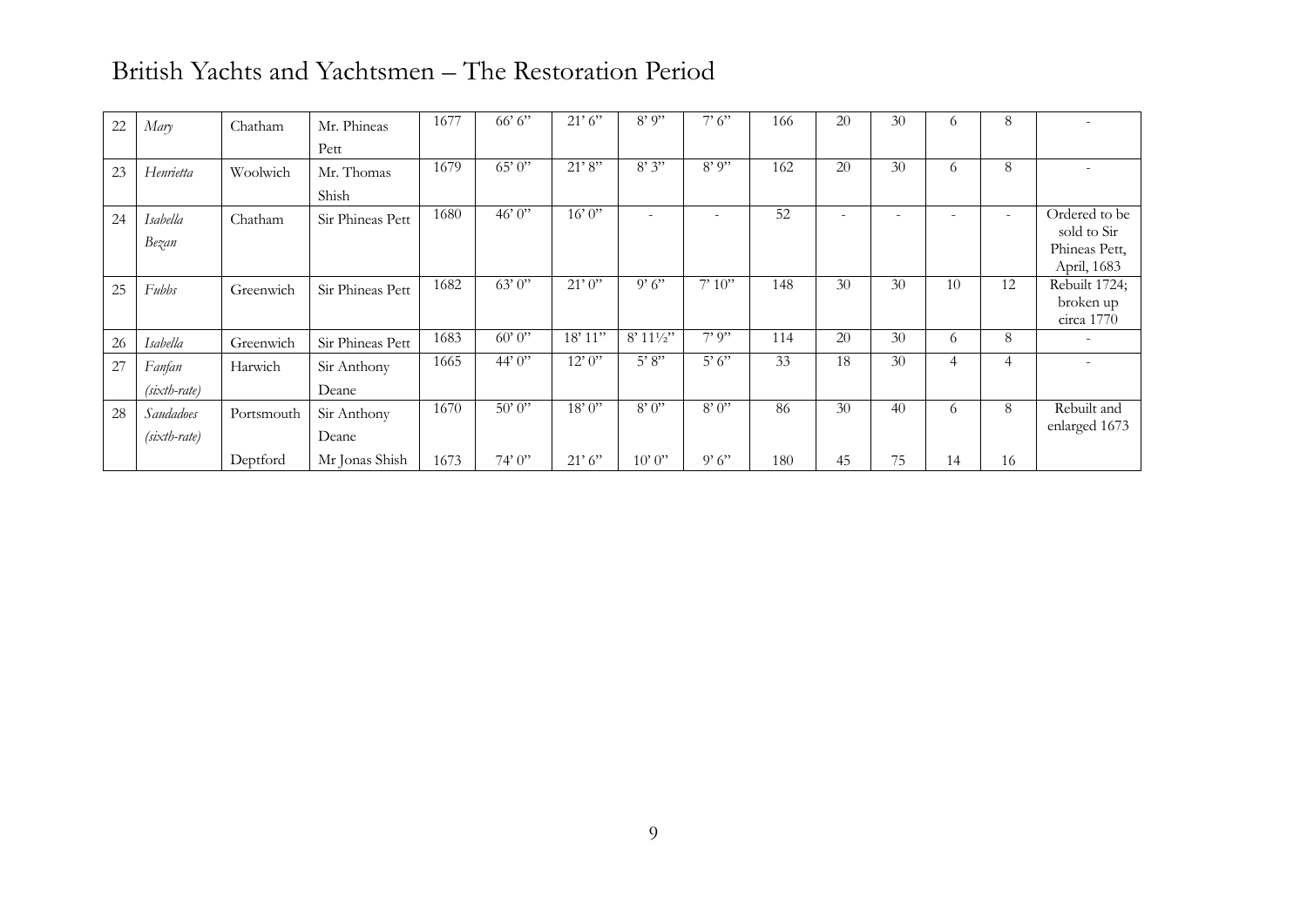# British Yachts and Yachtsmen – The Restoration Period

| | | | | | | | | | | | | | | |
|---|---|---|---|---|---|---|---|---|---|---|---|---|---|---|
| 22 | *Mary* | Chatham | Mr. Phineas Pett | 1677 | 66' 6" | 21' 6" | 8' 9" | 7' 6" | 166 | 20 | 30 | 6 | 8 | - |
| 23 | *Henrietta* | Woolwich | Mr. Thomas Shish | 1679 | 65' 0" | 21' 8" | 8' 3" | 8' 9" | 162 | 20 | 30 | 6 | 8 | - |
| 24 | *Isabella Bezan* | Chatham | Sir Phineas Pett | 1680 | 46' 0" | 16' 0" | - | - | 52 | - | - | - | - | Ordered to be sold to Sir Phineas Pett, April, 1683 |
| 25 | *Fubbs* | Greenwich | Sir Phineas Pett | 1682 | 63' 0" | 21' 0" | 9' 6" | 7' 10" | 148 | 30 | 30 | 10 | 12 | Rebuilt 1724; broken up circa 1770 |
| 26 | *Isabella* | Greenwich | Sir Phineas Pett | 1683 | 60' 0" | 18' 11" | 8' 11½" | 7' 9" | 114 | 20 | 30 | 6 | 8 | - |
| 27 | *Fanfan (sixth-rate)* | Harwich | Sir Anthony Deane | 1665 | 44' 0" | 12' 0" | 5' 8" | 5' 6" | 33 | 18 | 30 | 4 | 4 | - |
| 28 | *Saudadoes (sixth-rate)* | Portsmouth | Sir Anthony Deane | 1670 | 50' 0" | 18' 0" | 8' 0" | 8' 0" | 86 | 30 | 40 | 6 | 8 | Rebuilt and enlarged 1673 |
| | | Deptford | Mr Jonas Shish | 1673 | 74' 0" | 21' 6" | 10' 0" | 9' 6" | 180 | 45 | 75 | 14 | 16 | |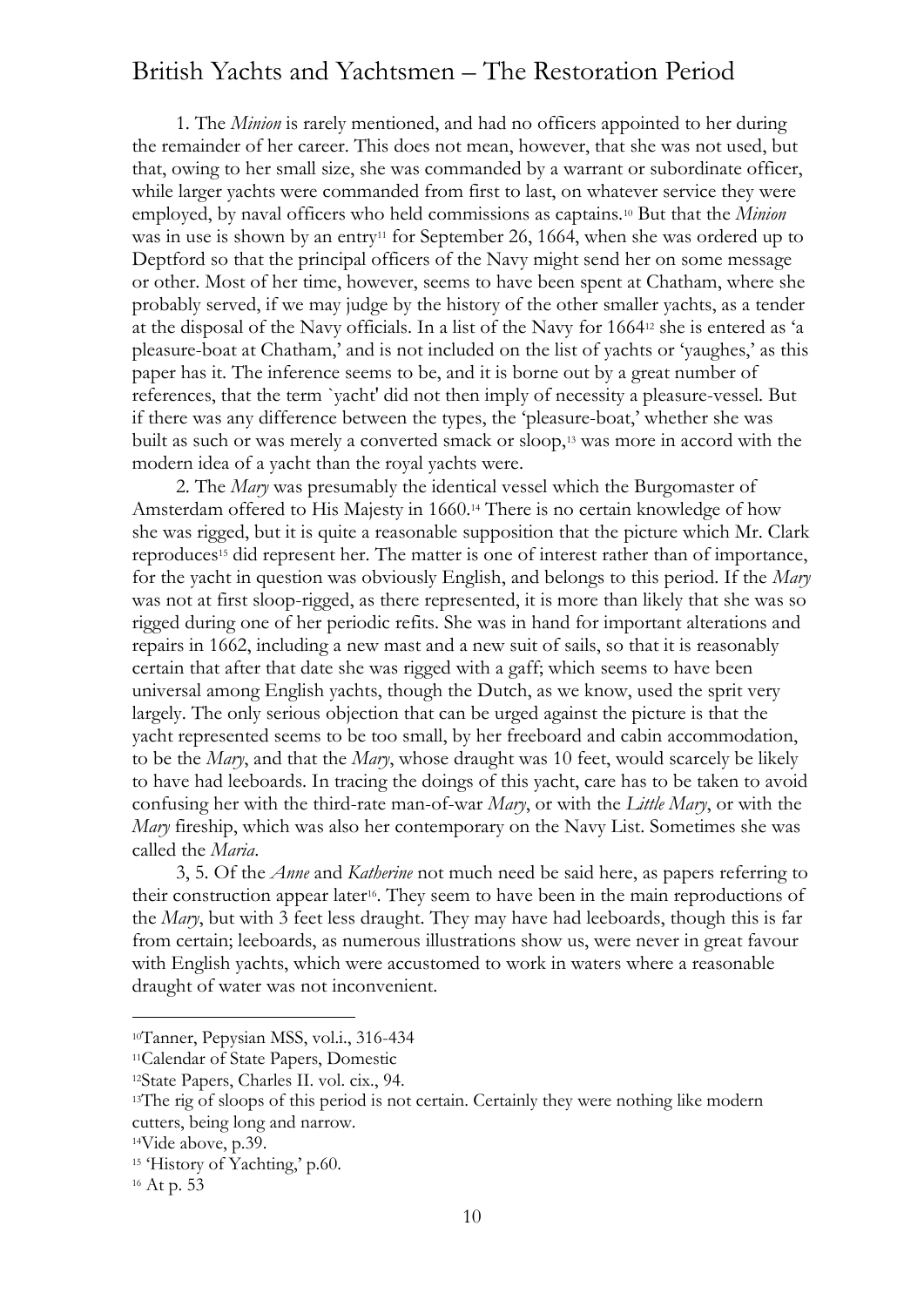1. The *Minion* is rarely mentioned, and had no officers appointed to her during the remainder of her career. This does not mean, however, that she was not used, but that, owing to her small size, she was commanded by a warrant or subordinate officer, while larger yachts were commanded from first to last, on whatever service they were employed, by naval officers who held commissions as captains.[10] But that the *Minion* was in use is shown by an entry[11] for September 26, 1664, when she was ordered up to Deptford so that the principal officers of the Navy might send her on some message or other. Most of her time, however, seems to have been spent at Chatham, where she probably served, if we may judge by the history of the other smaller yachts, as a tender at the disposal of the Navy officials. In a list of the Navy for 1664[12] she is entered as 'a pleasure-boat at Chatham,' and is not included on the list of yachts or 'yaughes,' as this paper has it. The inference seems to be, and it is borne out by a great number of references, that the term `yacht' did not then imply of necessity a pleasure-vessel. But if there was any difference between the types, the 'pleasure-boat,' whether she was built as such or was merely a converted smack or sloop,[13] was more in accord with the modern idea of a yacht than the royal yachts were.

2. The *Mary* was presumably the identical vessel which the Burgomaster of Amsterdam offered to His Majesty in 1660.[14] There is no certain knowledge of how she was rigged, but it is quite a reasonable supposition that the picture which Mr. Clark reproduces[15] did represent her. The matter is one of interest rather than of importance, for the yacht in question was obviously English, and belongs to this period. If the *Mary* was not at first sloop-rigged, as there represented, it is more than likely that she was so rigged during one of her periodic refits. She was in hand for important alterations and repairs in 1662, including a new mast and a new suit of sails, so that it is reasonably certain that after that date she was rigged with a gaff; which seems to have been universal among English yachts, though the Dutch, as we know, used the sprit very largely. The only serious objection that can be urged against the picture is that the yacht represented seems to be too small, by her freeboard and cabin accommodation, to be the *Mary*, and that the *Mary*, whose draught was 10 feet, would scarcely be likely to have had leeboards. In tracing the doings of this yacht, care has to be taken to avoid confusing her with the third-rate man-of-war *Mary*, or with the *Little Mary*, or with the *Mary* fireship, which was also her contemporary on the Navy List. Sometimes she was called the *Maria*.

3, 5. Of the *Anne* and *Katherine* not much need be said here, as papers referring to their construction appear later[16]. They seem to have been in the main reproductions of the *Mary*, but with 3 feet less draught. They may have had leeboards, though this is far from certain; leeboards, as numerous illustrations show us, were never in great favour with English yachts, which were accustomed to work in waters where a reasonable draught of water was not inconvenient.

---

[10] Tanner, Pepysian MSS, vol.i., 316-434

[11] Calendar of State Papers, Domestic

[12] State Papers, Charles II. vol. cix., 94.

[13] The rig of sloops of this period is not certain. Certainly they were nothing like modern cutters, being long and narrow.

[14] Vide above, p.39.

[15] 'History of Yachting,' p.60.

[16] At p. 53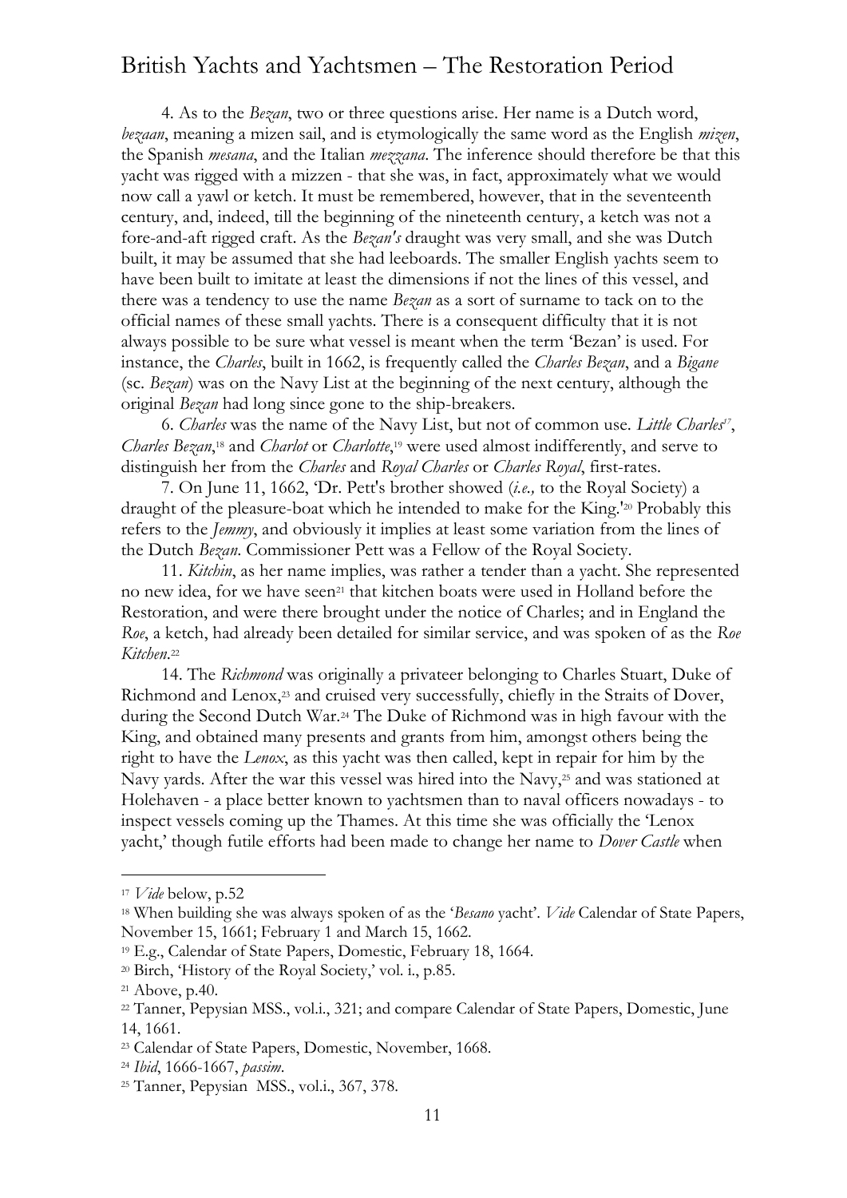4. As to the *Bezan*, two or three questions arise. Her name is a Dutch word, *bezaan*, meaning a mizen sail, and is etymologically the same word as the English *mizen*, the Spanish *mesana*, and the Italian *mezzana*. The inference should therefore be that this yacht was rigged with a mizzen - that she was, in fact, approximately what we would now call a yawl or ketch. It must be remembered, however, that in the seventeenth century, and, indeed, till the beginning of the nineteenth century, a ketch was not a fore-and-aft rigged craft. As the *Bezan's* draught was very small, and she was Dutch built, it may be assumed that she had leeboards. The smaller English yachts seem to have been built to imitate at least the dimensions if not the lines of this vessel, and there was a tendency to use the name *Bezan* as a sort of surname to tack on to the official names of these small yachts. There is a consequent difficulty that it is not always possible to be sure what vessel is meant when the term 'Bezan' is used. For instance, the *Charles*, built in 1662, is frequently called the *Charles Bezan*, and a *Bigane* (sc. *Bezan*) was on the Navy List at the beginning of the next century, although the original *Bezan* had long since gone to the ship-breakers.

6. *Charles* was the name of the Navy List, but not of common use. *Little Charles*[17], *Charles Bezan*,[18] and *Charlot* or *Charlotte*,[19] were used almost indifferently, and serve to distinguish her from the *Charles* and *Royal Charles* or *Charles Royal*, first-rates.

7. On June 11, 1662, 'Dr. Pett's brother showed (*i.e.,* to the Royal Society) a draught of the pleasure-boat which he intended to make for the King.'[20] Probably this refers to the *Jemmy*, and obviously it implies at least some variation from the lines of the Dutch *Bezan*. Commissioner Pett was a Fellow of the Royal Society.

11. *Kitchin*, as her name implies, was rather a tender than a yacht. She represented no new idea, for we have seen[21] that kitchen boats were used in Holland before the Restoration, and were there brought under the notice of Charles; and in England the *Roe*, a ketch, had already been detailed for similar service, and was spoken of as the *Roe Kitchen*.[22]

14. The *Richmond* was originally a privateer belonging to Charles Stuart, Duke of Richmond and Lenox,[23] and cruised very successfully, chiefly in the Straits of Dover, during the Second Dutch War.[24] The Duke of Richmond was in high favour with the King, and obtained many presents and grants from him, amongst others being the right to have the *Lenox*, as this yacht was then called, kept in repair for him by the Navy yards. After the war this vessel was hired into the Navy,[25] and was stationed at Holehaven - a place better known to yachtsmen than to naval officers nowadays - to inspect vessels coming up the Thames. At this time she was officially the 'Lenox yacht,' though futile efforts had been made to change her name to *Dover Castle* when

---

[17] *Vide* below, p.52

[18] When building she was always spoken of as the '*Besano* yacht'. *Vide* Calendar of State Papers, November 15, 1661; February 1 and March 15, 1662.

[19] E.g., Calendar of State Papers, Domestic, February 18, 1664.

[20] Birch, 'History of the Royal Society,' vol. i., p.85.

[21] Above, p.40.

[22] Tanner, Pepysian MSS., vol.i., 321; and compare Calendar of State Papers, Domestic, June 14, 1661.

[23] Calendar of State Papers, Domestic, November, 1668.

[24] *Ibid*, 1666-1667, *passim*.

[25] Tanner, Pepysian MSS., vol.i., 367, 378.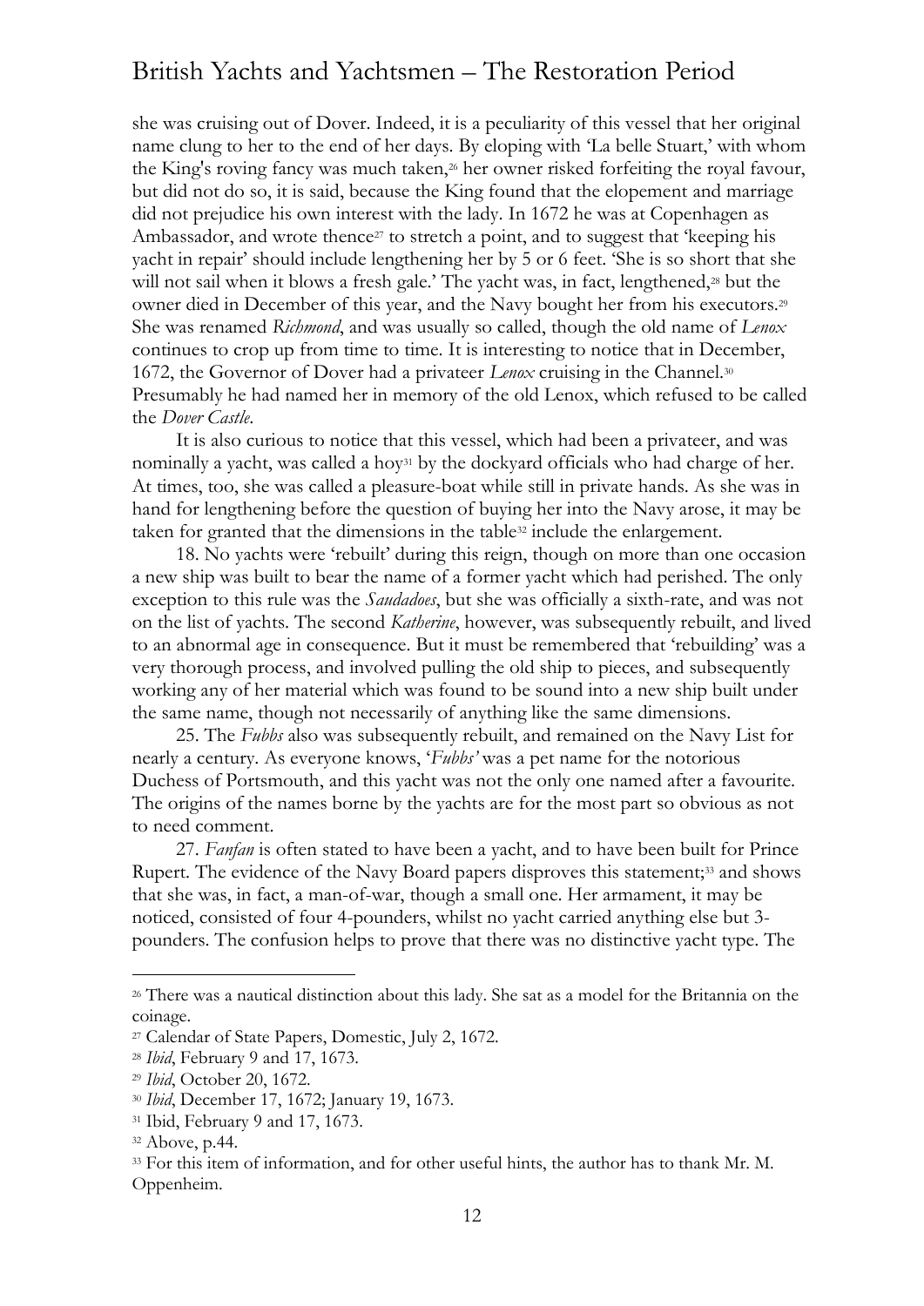she was cruising out of Dover. Indeed, it is a peculiarity of this vessel that her original name clung to her to the end of her days. By eloping with 'La belle Stuart,' with whom the King's roving fancy was much taken,[26] her owner risked forfeiting the royal favour, but did not do so, it is said, because the King found that the elopement and marriage did not prejudice his own interest with the lady. In 1672 he was at Copenhagen as Ambassador, and wrote thence[27] to stretch a point, and to suggest that 'keeping his yacht in repair' should include lengthening her by 5 or 6 feet. 'She is so short that she will not sail when it blows a fresh gale.' The yacht was, in fact, lengthened,[28] but the owner died in December of this year, and the Navy bought her from his executors.[29] She was renamed *Richmond*, and was usually so called, though the old name of *Lenox* continues to crop up from time to time. It is interesting to notice that in December, 1672, the Governor of Dover had a privateer *Lenox* cruising in the Channel.[30] Presumably he had named her in memory of the old Lenox, which refused to be called the *Dover Castle*.

It is also curious to notice that this vessel, which had been a privateer, and was nominally a yacht, was called a hoy[31] by the dockyard officials who had charge of her. At times, too, she was called a pleasure-boat while still in private hands. As she was in hand for lengthening before the question of buying her into the Navy arose, it may be taken for granted that the dimensions in the table[32] include the enlargement.

18. No yachts were 'rebuilt' during this reign, though on more than one occasion a new ship was built to bear the name of a former yacht which had perished. The only exception to this rule was the *Saudadoes*, but she was officially a sixth-rate, and was not on the list of yachts. The second *Katherine*, however, was subsequently rebuilt, and lived to an abnormal age in consequence. But it must be remembered that 'rebuilding' was a very thorough process, and involved pulling the old ship to pieces, and subsequently working any of her material which was found to be sound into a new ship built under the same name, though not necessarily of anything like the same dimensions.

25. The *Fubbs* also was subsequently rebuilt, and remained on the Navy List for nearly a century. As everyone knows, '*Fubbs'* was a pet name for the notorious Duchess of Portsmouth, and this yacht was not the only one named after a favourite. The origins of the names borne by the yachts are for the most part so obvious as not to need comment.

27. *Fanfan* is often stated to have been a yacht, and to have been built for Prince Rupert. The evidence of the Navy Board papers disproves this statement;[33] and shows that she was, in fact, a man-of-war, though a small one. Her armament, it may be noticed, consisted of four 4-pounders, whilst no yacht carried anything else but 3-pounders. The confusion helps to prove that there was no distinctive yacht type. The

---

[26] There was a nautical distinction about this lady. She sat as a model for the Britannia on the coinage.

[27] Calendar of State Papers, Domestic, July 2, 1672.

[28] *Ibid*, February 9 and 17, 1673.

[29] *Ibid*, October 20, 1672.

[30] *Ibid*, December 17, 1672; January 19, 1673.

[31] Ibid, February 9 and 17, 1673.

[32] Above, p.44.

[33] For this item of information, and for other useful hints, the author has to thank Mr. M. Oppenheim.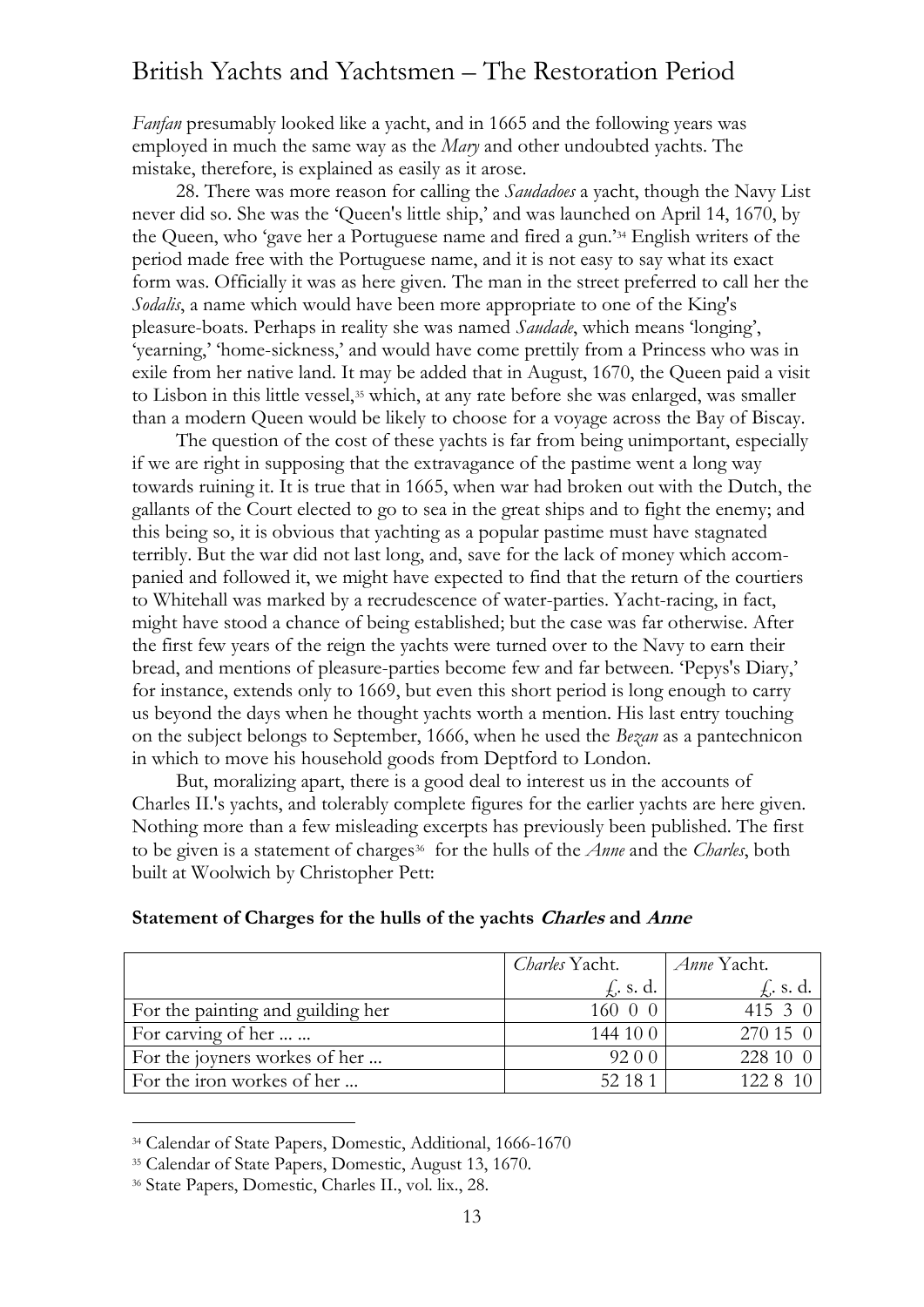*Fanfan* presumably looked like a yacht, and in 1665 and the following years was employed in much the same way as the *Mary* and other undoubted yachts. The mistake, therefore, is explained as easily as it arose.

28. There was more reason for calling the *Saudadoes* a yacht, though the Navy List never did so. She was the 'Queen's little ship,' and was launched on April 14, 1670, by the Queen, who 'gave her a Portuguese name and fired a gun.'[34] English writers of the period made free with the Portuguese name, and it is not easy to say what its exact form was. Officially it was as here given. The man in the street preferred to call her the *Sodalis*, a name which would have been more appropriate to one of the King's pleasure-boats. Perhaps in reality she was named *Saudade*, which means 'longing', 'yearning,' 'home-sickness,' and would have come prettily from a Princess who was in exile from her native land. It may be added that in August, 1670, the Queen paid a visit to Lisbon in this little vessel,[35] which, at any rate before she was enlarged, was smaller than a modern Queen would be likely to choose for a voyage across the Bay of Biscay.

The question of the cost of these yachts is far from being unimportant, especially if we are right in supposing that the extravagance of the pastime went a long way towards ruining it. It is true that in 1665, when war had broken out with the Dutch, the gallants of the Court elected to go to sea in the great ships and to fight the enemy; and this being so, it is obvious that yachting as a popular pastime must have stagnated terribly. But the war did not last long, and, save for the lack of money which accompanied and followed it, we might have expected to find that the return of the courtiers to Whitehall was marked by a recrudescence of water-parties. Yacht-racing, in fact, might have stood a chance of being established; but the case was far otherwise. After the first few years of the reign the yachts were turned over to the Navy to earn their bread, and mentions of pleasure-parties become few and far between. 'Pepys's Diary,' for instance, extends only to 1669, but even this short period is long enough to carry us beyond the days when he thought yachts worth a mention. His last entry touching on the subject belongs to September, 1666, when he used the *Bezan* as a pantechnicon in which to move his household goods from Deptford to London.

But, moralizing apart, there is a good deal to interest us in the accounts of Charles II.'s yachts, and tolerably complete figures for the earlier yachts are here given. Nothing more than a few misleading excerpts has previously been published. The first to be given is a statement of charges[36] for the hulls of the *Anne* and the *Charles*, both built at Woolwich by Christopher Pett:

**Statement of Charges for the hulls of the yachts *Charles* and *Anne***

| | *Charles* Yacht. | *Anne* Yacht. |
|---|---|---|
| | £. s. d. | £. s. d. |
| For the painting and guilding her | 160 0 0 | 415 3 0 |
| For carving of her ... ... | 144 10 0 | 270 15 0 |
| For the joyners workes of her ... | 92 0 0 | 228 10 0 |
| For the iron workes of her ... | 52 18 1 | 122 8 10 |

---

[34] Calendar of State Papers, Domestic, Additional, 1666-1670

[35] Calendar of State Papers, Domestic, August 13, 1670.

[36] State Papers, Domestic, Charles II., vol. lix., 28.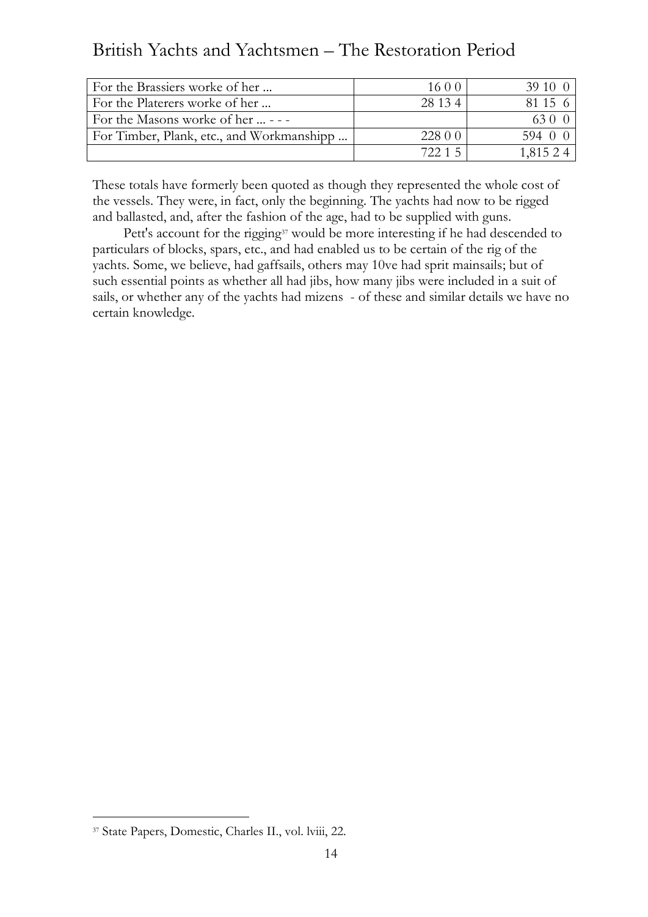| For the Brassiers worke of her ... | 16 0 0 | 39 10 0 |
|---|---|---|
| For the Platerers worke of her ... | 28 13 4 | 81 15 6 |
| For the Masons worke of her ... - - - | | 63 0 0 |
| For Timber, Plank, etc., and Workmanshipp ... | 228 0 0 | 594 0 0 |
| | 722 1 5 | 1,815 2 4 |

These totals have formerly been quoted as though they represented the whole cost of the vessels. They were, in fact, only the beginning. The yachts had now to be rigged and ballasted, and, after the fashion of the age, had to be supplied with guns.

Pett's account for the rigging[37] would be more interesting if he had descended to particulars of blocks, spars, etc., and had enabled us to be certain of the rig of the yachts. Some, we believe, had gaffsails, others may 10ve had sprit mainsails; but of such essential points as whether all had jibs, how many jibs were included in a suit of sails, or whether any of the yachts had mizens - of these and similar details we have no certain knowledge.

[37] State Papers, Domestic, Charles II., vol. lviii, 22.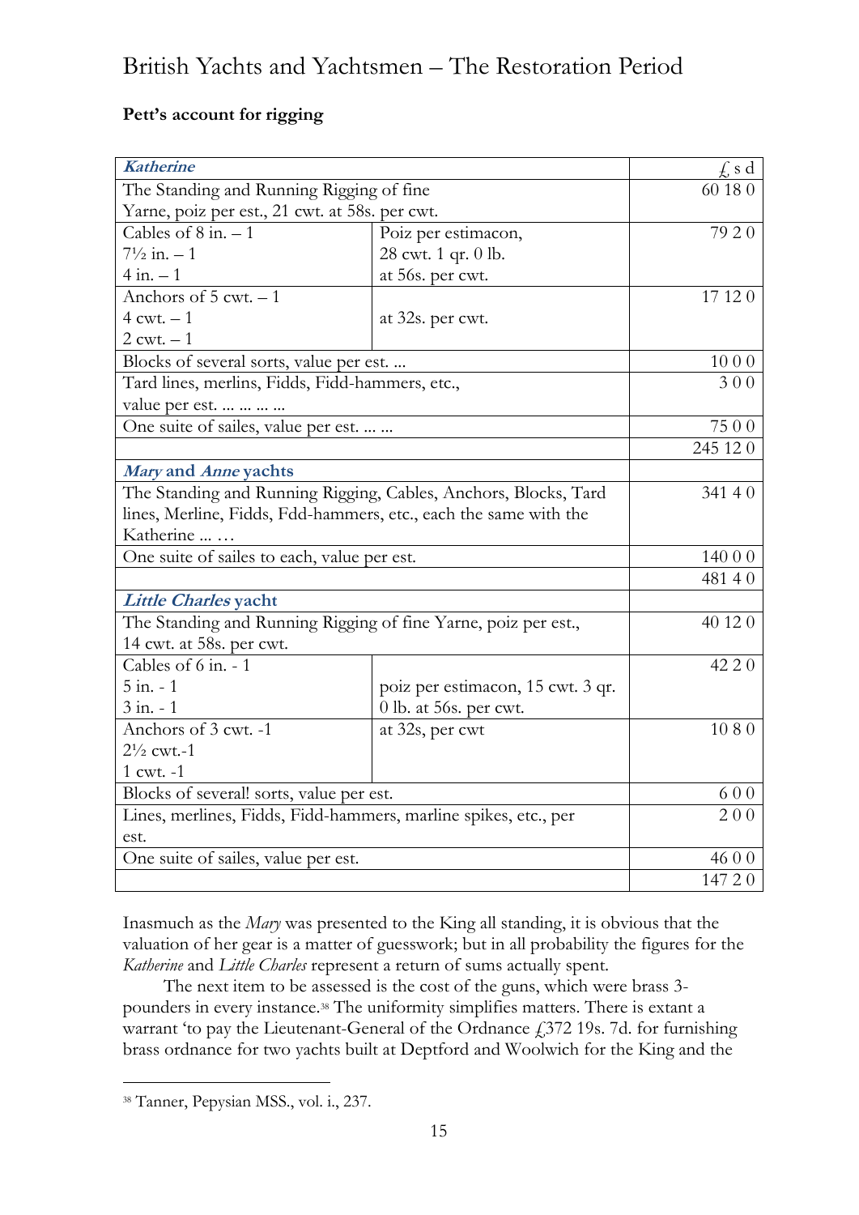**Pett's account for rigging**

| ***Katherine*** | | £ s d |
|---|---|---|
| The Standing and Running Rigging of fine Yarne, poiz per est., 21 cwt. at 58s. per cwt. | | 60 18 0 |
| Cables of 8 in. – 1<br>7½ in. – 1<br>4 in. – 1 | Poiz per estimacon,<br>28 cwt. 1 qr. 0 lb.<br>at 56s. per cwt. | 79 2 0 |
| Anchors of 5 cwt. – 1<br>4 cwt. – 1<br>2 cwt. – 1 | at 32s. per cwt. | 17 12 0 |
| Blocks of several sorts, value per est. ... | | 10 0 0 |
| Tard lines, merlins, Fidds, Fidd-hammers, etc., value per est. ... ... ... ... | | 3 0 0 |
| One suite of sailes, value per est. ... ... | | 75 0 0 |
| | | 245 12 0 |
| ***Mary* and *Anne* yachts** | | |
| The Standing and Running Rigging, Cables, Anchors, Blocks, Tard lines, Merline, Fidds, Fdd-hammers, etc., each the same with the Katherine ... … | | 341 4 0 |
| One suite of sailes to each, value per est. | | 140 0 0 |
| | | 481 4 0 |
| ***Little Charles* yacht** | | |
| The Standing and Running Rigging of fine Yarne, poiz per est., 14 cwt. at 58s. per cwt. | | 40 12 0 |
| Cables of 6 in. - 1<br>5 in. - 1<br>3 in. - 1 | poiz per estimacon, 15 cwt. 3 qr. 0 lb. at 56s. per cwt. | 42 2 0 |
| Anchors of 3 cwt. -1<br>2½ cwt.-1<br>1 cwt. -1 | at 32s, per cwt | 10 8 0 |
| Blocks of several! sorts, value per est. | | 6 0 0 |
| Lines, merlines, Fidds, Fidd-hammers, marline spikes, etc., per est. | | 2 0 0 |
| One suite of sailes, value per est. | | 46 0 0 |
| | | 147 2 0 |

Inasmuch as the *Mary* was presented to the King all standing, it is obvious that the valuation of her gear is a matter of guesswork; but in all probability the figures for the *Katherine* and *Little Charles* represent a return of sums actually spent.

The next item to be assessed is the cost of the guns, which were brass 3-pounders in every instance.[38] The uniformity simplifies matters. There is extant a warrant 'to pay the Lieutenant-General of the Ordnance £372 19s. 7d. for furnishing brass ordnance for two yachts built at Deptford and Woolwich for the King and the

[38] Tanner, Pepysian MSS., vol. i., 237.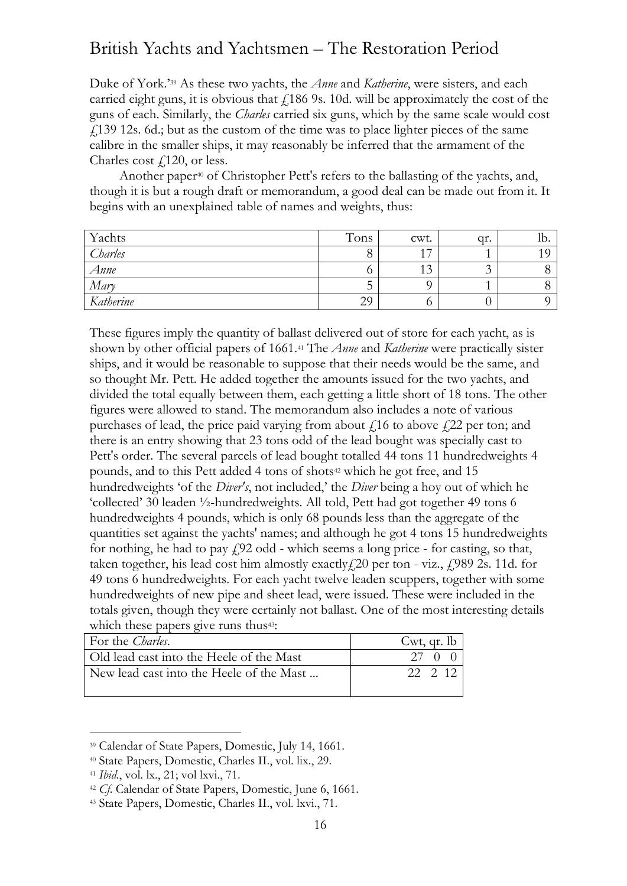Duke of York.'[39] As these two yachts, the *Anne* and *Katherine*, were sisters, and each carried eight guns, it is obvious that £186 9s. 10d. will be approximately the cost of the guns of each. Similarly, the *Charles* carried six guns, which by the same scale would cost £139 12s. 6d.; but as the custom of the time was to place lighter pieces of the same calibre in the smaller ships, it may reasonably be inferred that the armament of the Charles cost £120, or less.

Another paper[40] of Christopher Pett's refers to the ballasting of the yachts, and, though it is but a rough draft or memorandum, a good deal can be made out from it. It begins with an unexplained table of names and weights, thus:

| Yachts | Tons | cwt. | qr. | lb. |
|---|---|---|---|---|
| *Charles* | 8 | 17 | 1 | 19 |
| *Anne* | 6 | 13 | 3 | 8 |
| *Mary* | 5 | 9 | 1 | 8 |
| *Katherine* | 29 | 6 | 0 | 9 |

These figures imply the quantity of ballast delivered out of store for each yacht, as is shown by other official papers of 1661.[41] The *Anne* and *Katherine* were practically sister ships, and it would be reasonable to suppose that their needs would be the same, and so thought Mr. Pett. He added together the amounts issued for the two yachts, and divided the total equally between them, each getting a little short of 18 tons. The other figures were allowed to stand. The memorandum also includes a note of various purchases of lead, the price paid varying from about £16 to above £22 per ton; and there is an entry showing that 23 tons odd of the lead bought was specially cast to Pett's order. The several parcels of lead bought totalled 44 tons 11 hundredweights 4 pounds, and to this Pett added 4 tons of shots[42] which he got free, and 15 hundredweights 'of the *Diver's*, not included,' the *Diver* being a hoy out of which he 'collected' 30 leaden ½-hundredweights. All told, Pett had got together 49 tons 6 hundredweights 4 pounds, which is only 68 pounds less than the aggregate of the quantities set against the yachts' names; and although he got 4 tons 15 hundredweights for nothing, he had to pay £92 odd - which seems a long price - for casting, so that, taken together, his lead cost him almost exactly £20 per ton - viz., £989 2s. 11d. for 49 tons 6 hundredweights. For each yacht twelve leaden scuppers, together with some hundredweights of new pipe and sheet lead, were issued. These were included in the totals given, though they were certainly not ballast. One of the most interesting details which these papers give runs thus[43]:

| For the *Charles*. | Cwt, qr. lb |
|---|---|
| Old lead cast into the Heele of the Mast | 27 0 0 |
| New lead cast into the Heele of the Mast ... | 22 2 12 |

---

[39] Calendar of State Papers, Domestic, July 14, 1661.

[40] State Papers, Domestic, Charles II., vol. lix., 29.

[41] *Ibid*., vol. lx., 21; vol lxvi., 71.

[42] *Cf.* Calendar of State Papers, Domestic, June 6, 1661.

[43] State Papers, Domestic, Charles II., vol. lxvi., 71.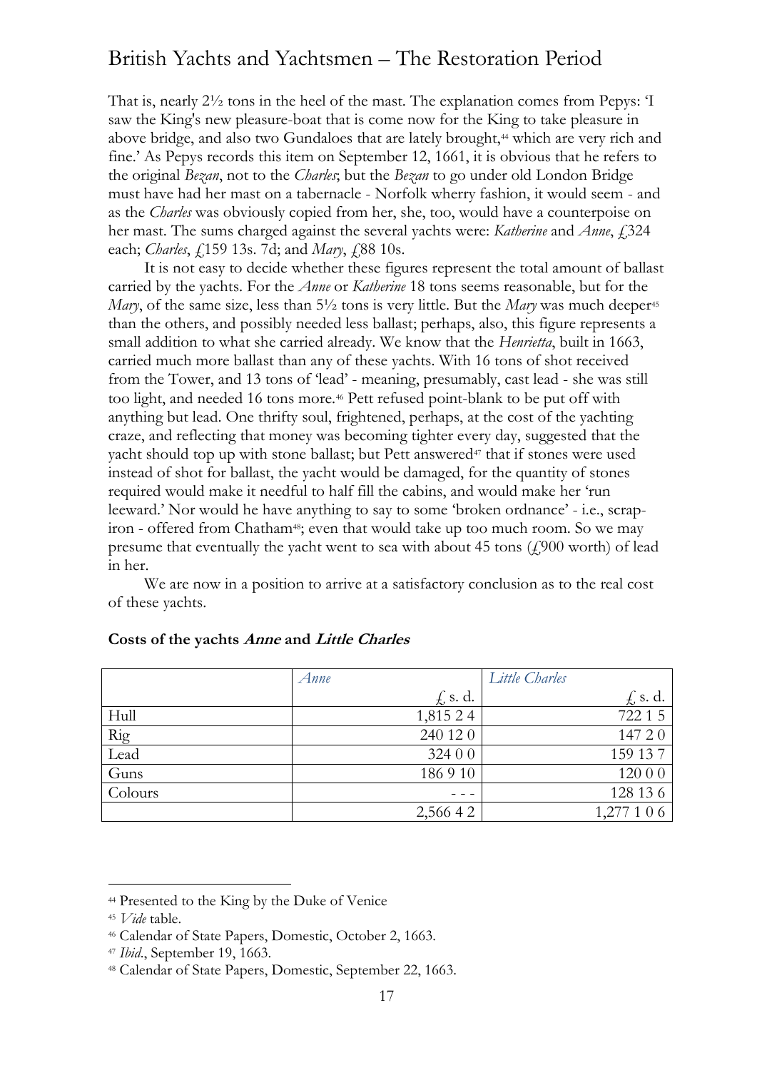That is, nearly 2½ tons in the heel of the mast. The explanation comes from Pepys: 'I saw the King's new pleasure-boat that is come now for the King to take pleasure in above bridge, and also two Gundaloes that are lately brought,[44] which are very rich and fine.' As Pepys records this item on September 12, 1661, it is obvious that he refers to the original *Bezan*, not to the *Charles*; but the *Bezan* to go under old London Bridge must have had her mast on a tabernacle - Norfolk wherry fashion, it would seem - and as the *Charles* was obviously copied from her, she, too, would have a counterpoise on her mast. The sums charged against the several yachts were: *Katherine* and *Anne*, £324 each; *Charles*, £159 13s. 7d; and *Mary*, £88 10s.

It is not easy to decide whether these figures represent the total amount of ballast carried by the yachts. For the *Anne* or *Katherine* 18 tons seems reasonable, but for the *Mary*, of the same size, less than 5½ tons is very little. But the *Mary* was much deeper[45] than the others, and possibly needed less ballast; perhaps, also, this figure represents a small addition to what she carried already. We know that the *Henrietta*, built in 1663, carried much more ballast than any of these yachts. With 16 tons of shot received from the Tower, and 13 tons of 'lead' - meaning, presumably, cast lead - she was still too light, and needed 16 tons more.[46] Pett refused point-blank to be put off with anything but lead. One thrifty soul, frightened, perhaps, at the cost of the yachting craze, and reflecting that money was becoming tighter every day, suggested that the yacht should top up with stone ballast; but Pett answered[47] that if stones were used instead of shot for ballast, the yacht would be damaged, for the quantity of stones required would make it needful to half fill the cabins, and would make her 'run leeward.' Nor would he have anything to say to some 'broken ordnance' - i.e., scrap-iron - offered from Chatham[48]; even that would take up too much room. So we may presume that eventually the yacht went to sea with about 45 tons (£900 worth) of lead in her.

We are now in a position to arrive at a satisfactory conclusion as to the real cost of these yachts.

**Costs of the yachts *Anne* and *Little Charles***

| | *Anne* | *Little Charles* |
|---|---:|---:|
| | £ s. d. | £ s. d. |
| Hull | 1,815 2 4 | 722 1 5 |
| Rig | 240 12 0 | 147 2 0 |
| Lead | 324 0 0 | 159 13 7 |
| Guns | 186 9 10 | 120 0 0 |
| Colours | - - - | 128 13 6 |
| | 2,566 4 2 | 1,277 1 0 6 |

---

[44] Presented to the King by the Duke of Venice

[45] *Vide* table.

[46] Calendar of State Papers, Domestic, October 2, 1663.

[47] *Ibid*., September 19, 1663.

[48] Calendar of State Papers, Domestic, September 22, 1663.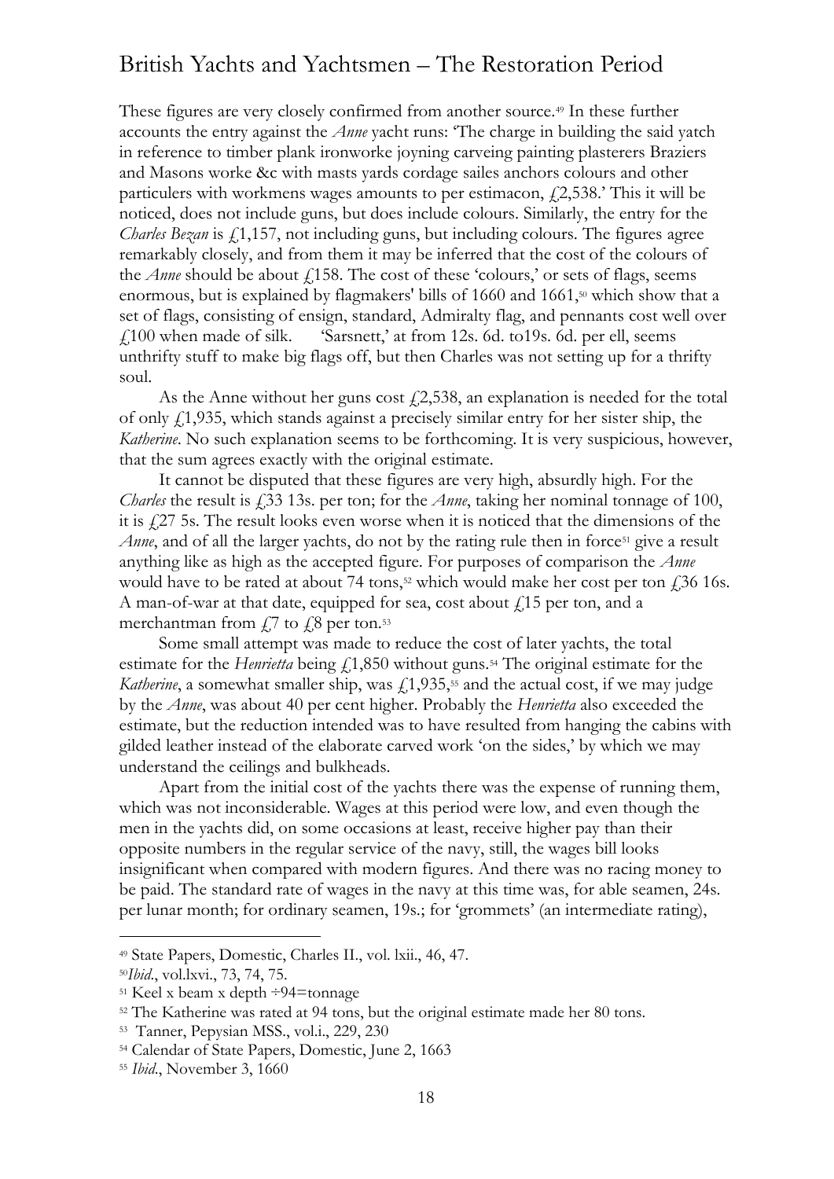These figures are very closely confirmed from another source.[49] In these further accounts the entry against the *Anne* yacht runs: 'The charge in building the said yatch in reference to timber plank ironworke joyning carveing painting plasterers Braziers and Masons worke &c with masts yards cordage sailes anchors colours and other particulers with workmens wages amounts to per estimacon, £2,538.' This it will be noticed, does not include guns, but does include colours. Similarly, the entry for the *Charles Bezan* is £1,157, not including guns, but including colours. The figures agree remarkably closely, and from them it may be inferred that the cost of the colours of the *Anne* should be about £158. The cost of these 'colours,' or sets of flags, seems enormous, but is explained by flagmakers' bills of 1660 and 1661,[50] which show that a set of flags, consisting of ensign, standard, Admiralty flag, and pennants cost well over £100 when made of silk. 'Sarsnett,' at from 12s. 6d. to19s. 6d. per ell, seems unthrifty stuff to make big flags off, but then Charles was not setting up for a thrifty soul.

As the Anne without her guns cost £2,538, an explanation is needed for the total of only £1,935, which stands against a precisely similar entry for her sister ship, the *Katherine*. No such explanation seems to be forthcoming. It is very suspicious, however, that the sum agrees exactly with the original estimate.

It cannot be disputed that these figures are very high, absurdly high. For the *Charles* the result is £33 13s. per ton; for the *Anne*, taking her nominal tonnage of 100, it is £27 5s. The result looks even worse when it is noticed that the dimensions of the *Anne*, and of all the larger yachts, do not by the rating rule then in force[51] give a result anything like as high as the accepted figure. For purposes of comparison the *Anne* would have to be rated at about 74 tons,[52] which would make her cost per ton £36 16s. A man-of-war at that date, equipped for sea, cost about £15 per ton, and a merchantman from £7 to £8 per ton.[53]

Some small attempt was made to reduce the cost of later yachts, the total estimate for the *Henrietta* being £1,850 without guns.[54] The original estimate for the *Katherine*, a somewhat smaller ship, was £1,935,[55] and the actual cost, if we may judge by the *Anne*, was about 40 per cent higher. Probably the *Henrietta* also exceeded the estimate, but the reduction intended was to have resulted from hanging the cabins with gilded leather instead of the elaborate carved work 'on the sides,' by which we may understand the ceilings and bulkheads.

Apart from the initial cost of the yachts there was the expense of running them, which was not inconsiderable. Wages at this period were low, and even though the men in the yachts did, on some occasions at least, receive higher pay than their opposite numbers in the regular service of the navy, still, the wages bill looks insignificant when compared with modern figures. And there was no racing money to be paid. The standard rate of wages in the navy at this time was, for able seamen, 24s. per lunar month; for ordinary seamen, 19s.; for 'grommets' (an intermediate rating),

---

[49] State Papers, Domestic, Charles II., vol. lxii., 46, 47.

[50] *Ibid*., vol.lxvi., 73, 74, 75.

[51] Keel x beam x depth ÷94=tonnage

[52] The Katherine was rated at 94 tons, but the original estimate made her 80 tons.

[53] Tanner, Pepysian MSS., vol.i., 229, 230

[54] Calendar of State Papers, Domestic, June 2, 1663

[55] *Ibid*., November 3, 1660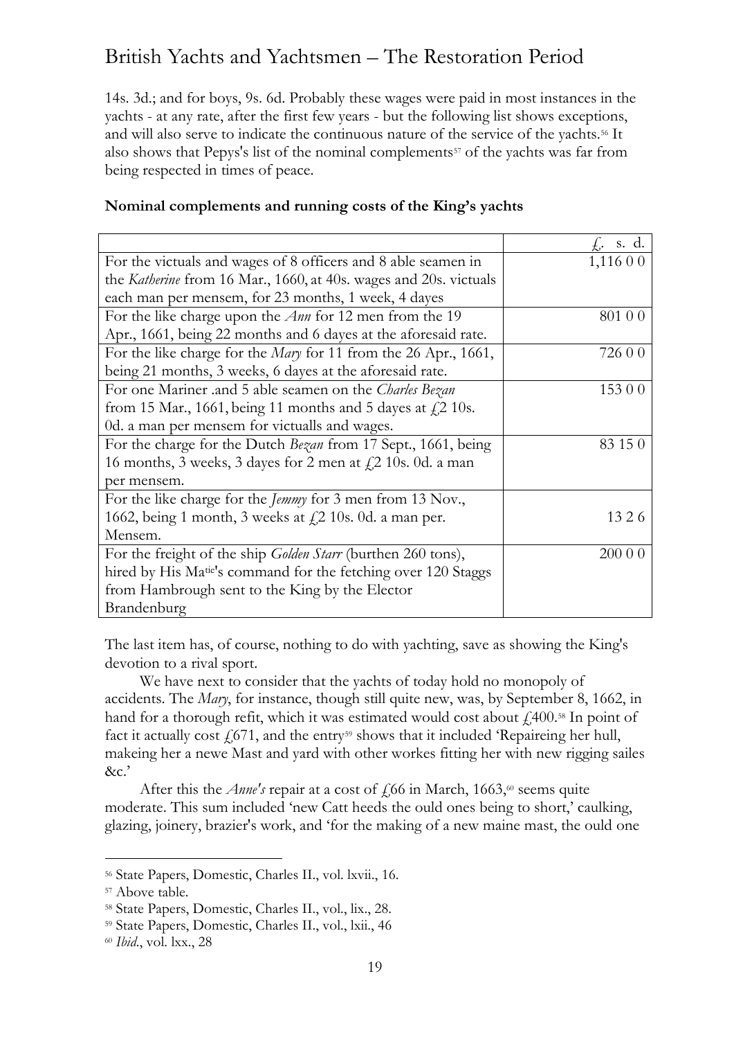14s. 3d.; and for boys, 9s. 6d. Probably these wages were paid in most instances in the yachts - at any rate, after the first few years - but the following list shows exceptions, and will also serve to indicate the continuous nature of the service of the yachts.[56] It also shows that Pepys's list of the nominal complements[57] of the yachts was far from being respected in times of peace.

**Nominal complements and running costs of the King's yachts**

| | £. s. d. |
|---|---|
| For the victuals and wages of 8 officers and 8 able seamen in the *Katherine* from 16 Mar., 1660, at 40s. wages and 20s. victuals each man per mensem, for 23 months, 1 week, 4 dayes | 1,116 0 0 |
| For the like charge upon the *Ann* for 12 men from the 19 Apr., 1661, being 22 months and 6 dayes at the aforesaid rate. | 801 0 0 |
| For the like charge for the *Mary* for 11 from the 26 Apr., 1661, being 21 months, 3 weeks, 6 dayes at the aforesaid rate. | 726 0 0 |
| For one Mariner .and 5 able seamen on the *Charles Bezan* from 15 Mar., 1661, being 11 months and 5 dayes at £2 10s. 0d. a man per mensem for victualls and wages. | 153 0 0 |
| For the charge for the Dutch *Bezan* from 17 Sept., 1661, being 16 months, 3 weeks, 3 dayes for 2 men at £2 10s. 0d. a man per mensem. | 83 15 0 |
| For the like charge for the *Jemmy* for 3 men from 13 Nov., 1662, being 1 month, 3 weeks at £2 10s. 0d. a man per. Mensem. | 13 2 6 |
| For the freight of the ship *Golden Starr* (burthen 260 tons), hired by His Matie's command for the fetching over 120 Staggs from Hambrough sent to the King by the Elector Brandenburg | 200 0 0 |

The last item has, of course, nothing to do with yachting, save as showing the King's devotion to a rival sport.

We have next to consider that the yachts of today hold no monopoly of accidents. The *Mary*, for instance, though still quite new, was, by September 8, 1662, in hand for a thorough refit, which it was estimated would cost about £400.[58] In point of fact it actually cost £671, and the entry[59] shows that it included 'Repaireing her hull, makeing her a newe Mast and yard with other workes fitting her with new rigging sailes &c.'

After this the *Anne's* repair at a cost of £66 in March, 1663,[60] seems quite moderate. This sum included 'new Catt heeds the ould ones being to short,' caulking, glazing, joinery, brazier's work, and 'for the making of a new maine mast, the ould one

---

[56] State Papers, Domestic, Charles II., vol. lxvii., 16.

[57] Above table.

[58] State Papers, Domestic, Charles II., vol., lix., 28.

[59] State Papers, Domestic, Charles II., vol., lxii., 46

[60] *Ibid*., vol. lxx., 28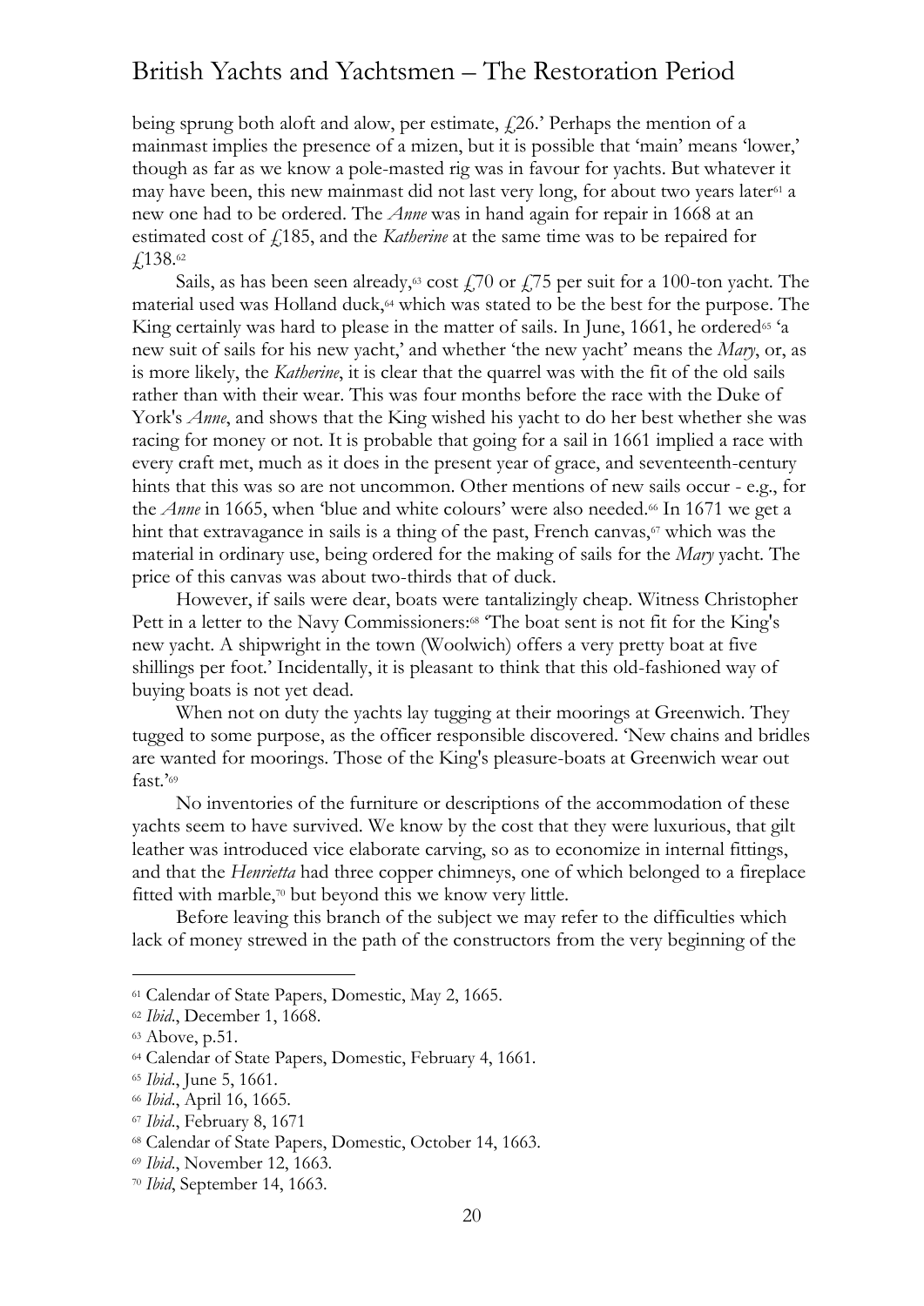being sprung both aloft and alow, per estimate, £26.' Perhaps the mention of a mainmast implies the presence of a mizen, but it is possible that 'main' means 'lower,' though as far as we know a pole-masted rig was in favour for yachts. But whatever it may have been, this new mainmast did not last very long, for about two years later[61] a new one had to be ordered. The *Anne* was in hand again for repair in 1668 at an estimated cost of £185, and the *Katherine* at the same time was to be repaired for £138.[62]

Sails, as has been seen already,[63] cost £70 or £75 per suit for a 100-ton yacht. The material used was Holland duck,[64] which was stated to be the best for the purpose. The King certainly was hard to please in the matter of sails. In June, 1661, he ordered[65] 'a new suit of sails for his new yacht,' and whether 'the new yacht' means the *Mary*, or, as is more likely, the *Katherine*, it is clear that the quarrel was with the fit of the old sails rather than with their wear. This was four months before the race with the Duke of York's *Anne*, and shows that the King wished his yacht to do her best whether she was racing for money or not. It is probable that going for a sail in 1661 implied a race with every craft met, much as it does in the present year of grace, and seventeenth-century hints that this was so are not uncommon. Other mentions of new sails occur - e.g., for the *Anne* in 1665, when 'blue and white colours' were also needed.[66] In 1671 we get a hint that extravagance in sails is a thing of the past, French canvas,[67] which was the material in ordinary use, being ordered for the making of sails for the *Mary* yacht. The price of this canvas was about two-thirds that of duck.

However, if sails were dear, boats were tantalizingly cheap. Witness Christopher Pett in a letter to the Navy Commissioners:[68] 'The boat sent is not fit for the King's new yacht. A shipwright in the town (Woolwich) offers a very pretty boat at five shillings per foot.' Incidentally, it is pleasant to think that this old-fashioned way of buying boats is not yet dead.

When not on duty the yachts lay tugging at their moorings at Greenwich. They tugged to some purpose, as the officer responsible discovered. 'New chains and bridles are wanted for moorings. Those of the King's pleasure-boats at Greenwich wear out fast.'[69]

No inventories of the furniture or descriptions of the accommodation of these yachts seem to have survived. We know by the cost that they were luxurious, that gilt leather was introduced vice elaborate carving, so as to economize in internal fittings, and that the *Henrietta* had three copper chimneys, one of which belonged to a fireplace fitted with marble,[70] but beyond this we know very little.

Before leaving this branch of the subject we may refer to the difficulties which lack of money strewed in the path of the constructors from the very beginning of the

---

[61] Calendar of State Papers, Domestic, May 2, 1665.

[62] *Ibid*., December 1, 1668.

[63] Above, p.51.

[64] Calendar of State Papers, Domestic, February 4, 1661.

[65] *Ibid*., June 5, 1661.

[66] *Ibid*., April 16, 1665.

[67] *Ibid*., February 8, 1671

[68] Calendar of State Papers, Domestic, October 14, 1663.

[69] *Ibid*., November 12, 1663.

[70] *Ibid*, September 14, 1663.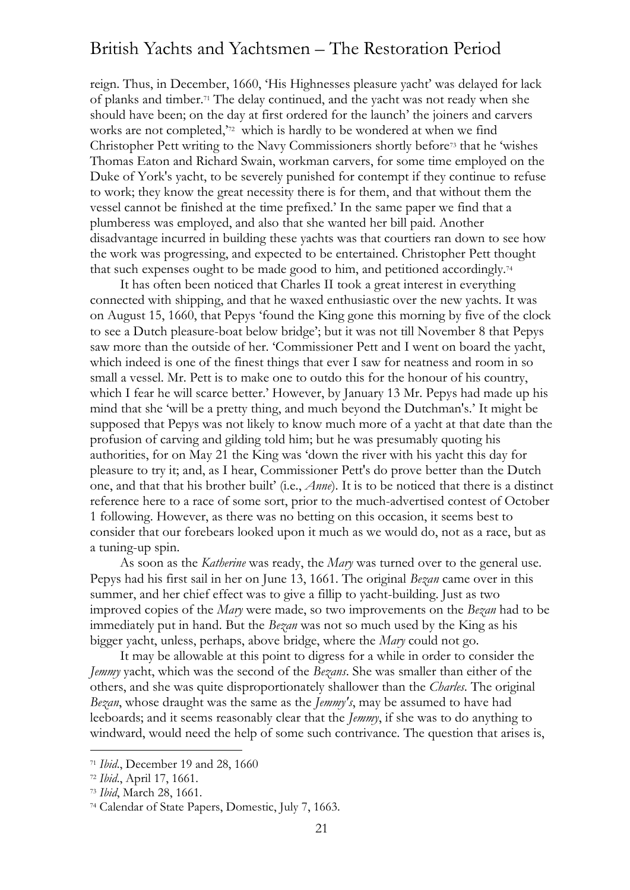reign. Thus, in December, 1660, 'His Highnesses pleasure yacht' was delayed for lack of planks and timber.[71] The delay continued, and the yacht was not ready when she should have been; on the day at first ordered for the launch' the joiners and carvers works are not completed,'[72] which is hardly to be wondered at when we find Christopher Pett writing to the Navy Commissioners shortly before[73] that he 'wishes Thomas Eaton and Richard Swain, workman carvers, for some time employed on the Duke of York's yacht, to be severely punished for contempt if they continue to refuse to work; they know the great necessity there is for them, and that without them the vessel cannot be finished at the time prefixed.' In the same paper we find that a plumberess was employed, and also that she wanted her bill paid. Another disadvantage incurred in building these yachts was that courtiers ran down to see how the work was progressing, and expected to be entertained. Christopher Pett thought that such expenses ought to be made good to him, and petitioned accordingly.[74]

It has often been noticed that Charles II took a great interest in everything connected with shipping, and that he waxed enthusiastic over the new yachts. It was on August 15, 1660, that Pepys 'found the King gone this morning by five of the clock to see a Dutch pleasure-boat below bridge'; but it was not till November 8 that Pepys saw more than the outside of her. 'Commissioner Pett and I went on board the yacht, which indeed is one of the finest things that ever I saw for neatness and room in so small a vessel. Mr. Pett is to make one to outdo this for the honour of his country, which I fear he will scarce better.' However, by January 13 Mr. Pepys had made up his mind that she 'will be a pretty thing, and much beyond the Dutchman's.' It might be supposed that Pepys was not likely to know much more of a yacht at that date than the profusion of carving and gilding told him; but he was presumably quoting his authorities, for on May 21 the King was 'down the river with his yacht this day for pleasure to try it; and, as I hear, Commissioner Pett's do prove better than the Dutch one, and that that his brother built' (i.e., *Anne*). It is to be noticed that there is a distinct reference here to a race of some sort, prior to the much-advertised contest of October 1 following. However, as there was no betting on this occasion, it seems best to consider that our forebears looked upon it much as we would do, not as a race, but as a tuning-up spin.

As soon as the *Katherine* was ready, the *Mary* was turned over to the general use. Pepys had his first sail in her on June 13, 1661. The original *Bezan* came over in this summer, and her chief effect was to give a fillip to yacht-building. Just as two improved copies of the *Mary* were made, so two improvements on the *Bezan* had to be immediately put in hand. But the *Bezan* was not so much used by the King as his bigger yacht, unless, perhaps, above bridge, where the *Mary* could not go.

It may be allowable at this point to digress for a while in order to consider the *Jemmy* yacht, which was the second of the *Bezans*. She was smaller than either of the others, and she was quite disproportionately shallower than the *Charles*. The original *Bezan*, whose draught was the same as the *Jemmy's*, may be assumed to have had leeboards; and it seems reasonably clear that the *Jemmy*, if she was to do anything to windward, would need the help of some such contrivance. The question that arises is,

---

[71] *Ibid*., December 19 and 28, 1660

[72] *Ibid*., April 17, 1661.

[73] *Ibid*, March 28, 1661.

[74] Calendar of State Papers, Domestic, July 7, 1663.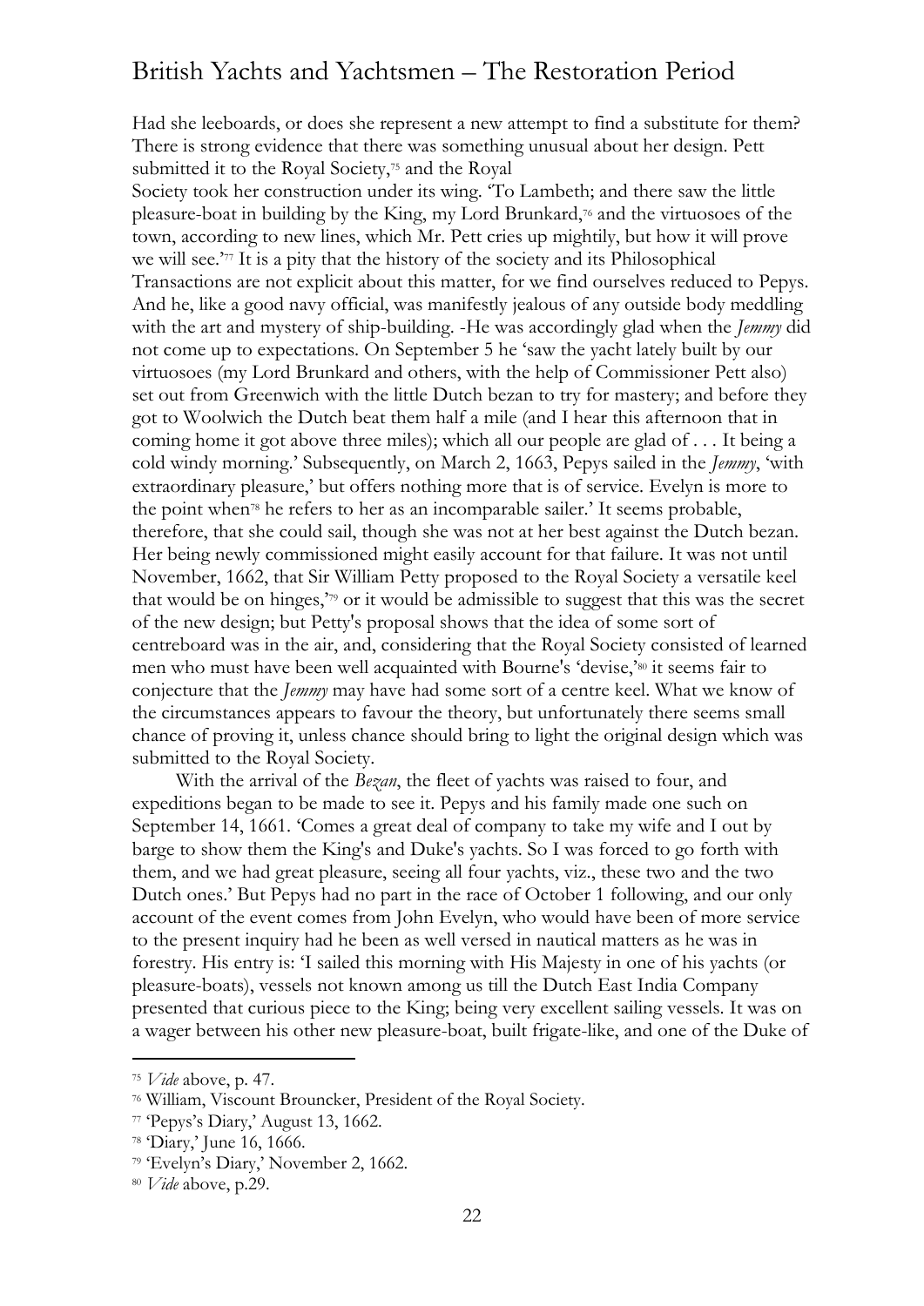Had she leeboards, or does she represent a new attempt to find a substitute for them? There is strong evidence that there was something unusual about her design. Pett submitted it to the Royal Society,[75] and the Royal Society took her construction under its wing. 'To Lambeth; and there saw the little pleasure-boat in building by the King, my Lord Brunkard,[76] and the virtuosoes of the town, according to new lines, which Mr. Pett cries up mightily, but how it will prove we will see.'[77] It is a pity that the history of the society and its Philosophical Transactions are not explicit about this matter, for we find ourselves reduced to Pepys. And he, like a good navy official, was manifestly jealous of any outside body meddling with the art and mystery of ship-building. -He was accordingly glad when the *Jemmy* did not come up to expectations. On September 5 he 'saw the yacht lately built by our virtuosoes (my Lord Brunkard and others, with the help of Commissioner Pett also) set out from Greenwich with the little Dutch bezan to try for mastery; and before they got to Woolwich the Dutch beat them half a mile (and I hear this afternoon that in coming home it got above three miles); which all our people are glad of . . . It being a cold windy morning.' Subsequently, on March 2, 1663, Pepys sailed in the *Jemmy*, 'with extraordinary pleasure,' but offers nothing more that is of service. Evelyn is more to the point when[78] he refers to her as an incomparable sailer.' It seems probable, therefore, that she could sail, though she was not at her best against the Dutch bezan. Her being newly commissioned might easily account for that failure. It was not until November, 1662, that Sir William Petty proposed to the Royal Society a versatile keel that would be on hinges,'[79] or it would be admissible to suggest that this was the secret of the new design; but Petty's proposal shows that the idea of some sort of centreboard was in the air, and, considering that the Royal Society consisted of learned men who must have been well acquainted with Bourne's 'devise,'[80] it seems fair to conjecture that the *Jemmy* may have had some sort of a centre keel. What we know of the circumstances appears to favour the theory, but unfortunately there seems small chance of proving it, unless chance should bring to light the original design which was submitted to the Royal Society.

With the arrival of the *Bezan*, the fleet of yachts was raised to four, and expeditions began to be made to see it. Pepys and his family made one such on September 14, 1661. 'Comes a great deal of company to take my wife and I out by barge to show them the King's and Duke's yachts. So I was forced to go forth with them, and we had great pleasure, seeing all four yachts, viz., these two and the two Dutch ones.' But Pepys had no part in the race of October 1 following, and our only account of the event comes from John Evelyn, who would have been of more service to the present inquiry had he been as well versed in nautical matters as he was in forestry. His entry is: 'I sailed this morning with His Majesty in one of his yachts (or pleasure-boats), vessels not known among us till the Dutch East India Company presented that curious piece to the King; being very excellent sailing vessels. It was on a wager between his other new pleasure-boat, built frigate-like, and one of the Duke of

---

[75] *Vide* above, p. 47.

[76] William, Viscount Brouncker, President of the Royal Society.

[77] 'Pepys's Diary,' August 13, 1662.

[78] 'Diary,' June 16, 1666.

[79] 'Evelyn's Diary,' November 2, 1662.

[80] *Vide* above, p.29.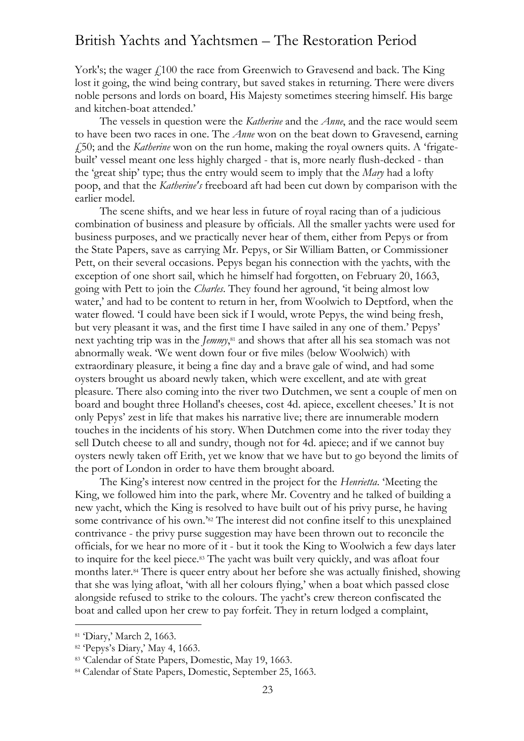York's; the wager £100 the race from Greenwich to Gravesend and back. The King lost it going, the wind being contrary, but saved stakes in returning. There were divers noble persons and lords on board, His Majesty sometimes steering himself. His barge and kitchen-boat attended.'

The vessels in question were the *Katherine* and the *Anne*, and the race would seem to have been two races in one. The *Anne* won on the beat down to Gravesend, earning £50; and the *Katherine* won on the run home, making the royal owners quits. A 'frigate-built' vessel meant one less highly charged - that is, more nearly flush-decked - than the 'great ship' type; thus the entry would seem to imply that the *Mary* had a lofty poop, and that the *Katherine's* freeboard aft had been cut down by comparison with the earlier model.

The scene shifts, and we hear less in future of royal racing than of a judicious combination of business and pleasure by officials. All the smaller yachts were used for business purposes, and we practically never hear of them, either from Pepys or from the State Papers, save as carrying Mr. Pepys, or Sir William Batten, or Commissioner Pett, on their several occasions. Pepys began his connection with the yachts, with the exception of one short sail, which he himself had forgotten, on February 20, 1663, going with Pett to join the *Charles*. They found her aground, 'it being almost low water,' and had to be content to return in her, from Woolwich to Deptford, when the water flowed. 'I could have been sick if I would, wrote Pepys, the wind being fresh, but very pleasant it was, and the first time I have sailed in any one of them.' Pepys' next yachting trip was in the *Jemmy*,[81] and shows that after all his sea stomach was not abnormally weak. 'We went down four or five miles (below Woolwich) with extraordinary pleasure, it being a fine day and a brave gale of wind, and had some oysters brought us aboard newly taken, which were excellent, and ate with great pleasure. There also coming into the river two Dutchmen, we sent a couple of men on board and bought three Holland's cheeses, cost 4d. apiece, excellent cheeses.' It is not only Pepys' zest in life that makes his narrative live; there are innumerable modern touches in the incidents of his story. When Dutchmen come into the river today they sell Dutch cheese to all and sundry, though not for 4d. apiece; and if we cannot buy oysters newly taken off Erith, yet we know that we have but to go beyond the limits of the port of London in order to have them brought aboard.

The King's interest now centred in the project for the *Henrietta*. 'Meeting the King, we followed him into the park, where Mr. Coventry and he talked of building a new yacht, which the King is resolved to have built out of his privy purse, he having some contrivance of his own.'[82] The interest did not confine itself to this unexplained contrivance - the privy purse suggestion may have been thrown out to reconcile the officials, for we hear no more of it - but it took the King to Woolwich a few days later to inquire for the keel piece.[83] The yacht was built very quickly, and was afloat four months later.[84] There is queer entry about her before she was actually finished, showing that she was lying afloat, 'with all her colours flying,' when a boat which passed close alongside refused to strike to the colours. The yacht's crew thereon confiscated the boat and called upon her crew to pay forfeit. They in return lodged a complaint,

---

[81] 'Diary,' March 2, 1663.

[82] 'Pepys's Diary,' May 4, 1663.

[83] 'Calendar of State Papers, Domestic, May 19, 1663.

[84] Calendar of State Papers, Domestic, September 25, 1663.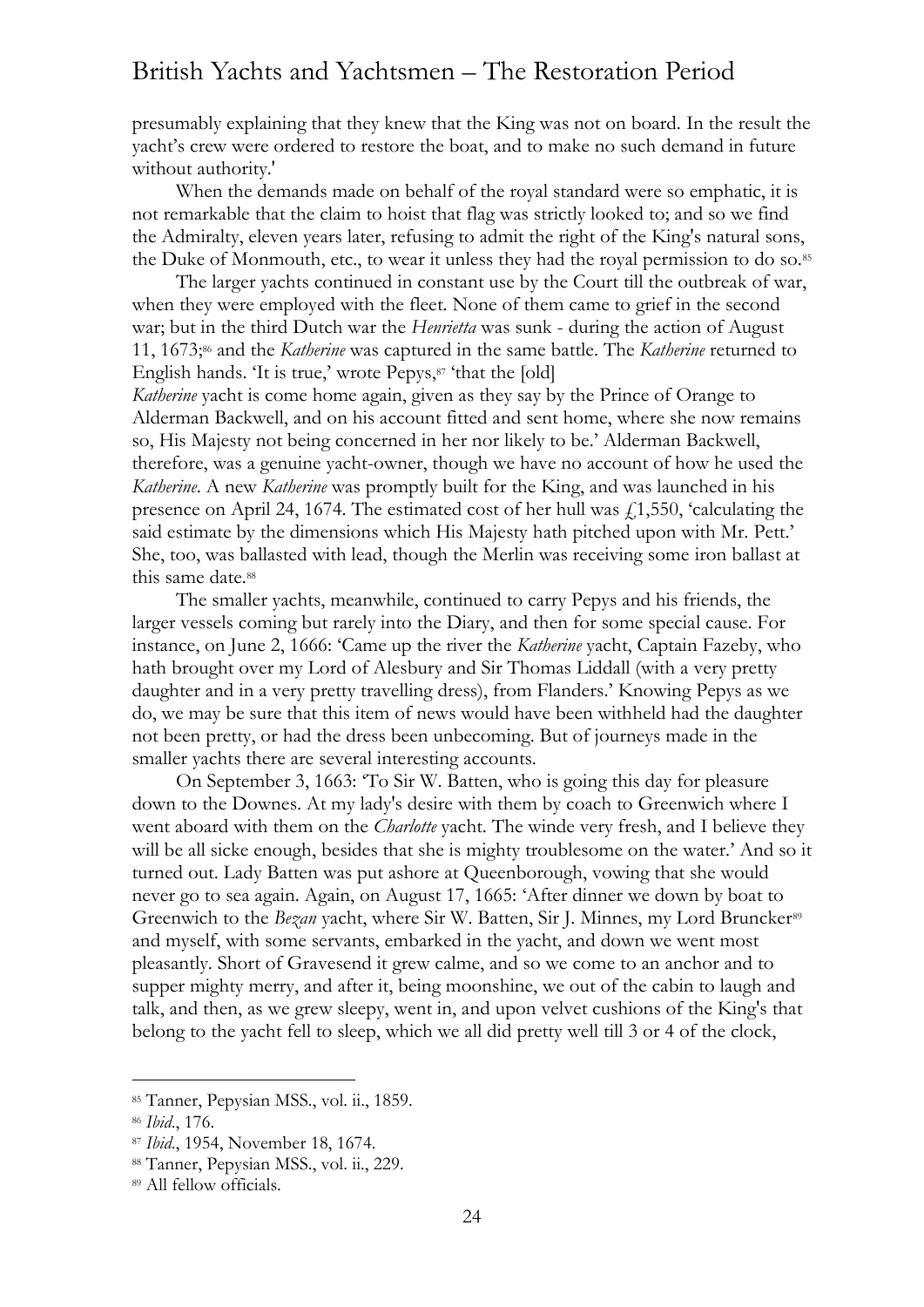presumably explaining that they knew that the King was not on board. In the result the yacht's crew were ordered to restore the boat, and to make no such demand in future without authority.'

When the demands made on behalf of the royal standard were so emphatic, it is not remarkable that the claim to hoist that flag was strictly looked to; and so we find the Admiralty, eleven years later, refusing to admit the right of the King's natural sons, the Duke of Monmouth, etc., to wear it unless they had the royal permission to do so.[85]

The larger yachts continued in constant use by the Court till the outbreak of war, when they were employed with the fleet. None of them came to grief in the second war; but in the third Dutch war the *Henrietta* was sunk - during the action of August 11, 1673;[86] and the *Katherine* was captured in the same battle. The *Katherine* returned to English hands. 'It is true,' wrote Pepys,[87] 'that the [old] *Katherine* yacht is come home again, given as they say by the Prince of Orange to Alderman Backwell, and on his account fitted and sent home, where she now remains so, His Majesty not being concerned in her nor likely to be.' Alderman Backwell, therefore, was a genuine yacht-owner, though we have no account of how he used the *Katherine*. A new *Katherine* was promptly built for the King, and was launched in his presence on April 24, 1674. The estimated cost of her hull was £1,550, 'calculating the said estimate by the dimensions which His Majesty hath pitched upon with Mr. Pett.' She, too, was ballasted with lead, though the Merlin was receiving some iron ballast at this same date.[88]

The smaller yachts, meanwhile, continued to carry Pepys and his friends, the larger vessels coming but rarely into the Diary, and then for some special cause. For instance, on June 2, 1666: 'Came up the river the *Katherine* yacht, Captain Fazeby, who hath brought over my Lord of Alesbury and Sir Thomas Liddall (with a very pretty daughter and in a very pretty travelling dress), from Flanders.' Knowing Pepys as we do, we may be sure that this item of news would have been withheld had the daughter not been pretty, or had the dress been unbecoming. But of journeys made in the smaller yachts there are several interesting accounts.

On September 3, 1663: 'To Sir W. Batten, who is going this day for pleasure down to the Downes. At my lady's desire with them by coach to Greenwich where I went aboard with them on the *Charlotte* yacht. The winde very fresh, and I believe they will be all sicke enough, besides that she is mighty troublesome on the water.' And so it turned out. Lady Batten was put ashore at Queenborough, vowing that she would never go to sea again. Again, on August 17, 1665: 'After dinner we down by boat to Greenwich to the *Bezan* yacht, where Sir W. Batten, Sir J. Minnes, my Lord Bruncker[89] and myself, with some servants, embarked in the yacht, and down we went most pleasantly. Short of Gravesend it grew calme, and so we come to an anchor and to supper mighty merry, and after it, being moonshine, we out of the cabin to laugh and talk, and then, as we grew sleepy, went in, and upon velvet cushions of the King's that belong to the yacht fell to sleep, which we all did pretty well till 3 or 4 of the clock,

---

[85] Tanner, Pepysian MSS., vol. ii., 1859.

[86] *Ibid*., 176.

[87] *Ibid*., 1954, November 18, 1674.

[88] Tanner, Pepysian MSS., vol. ii., 229.

[89] All fellow officials.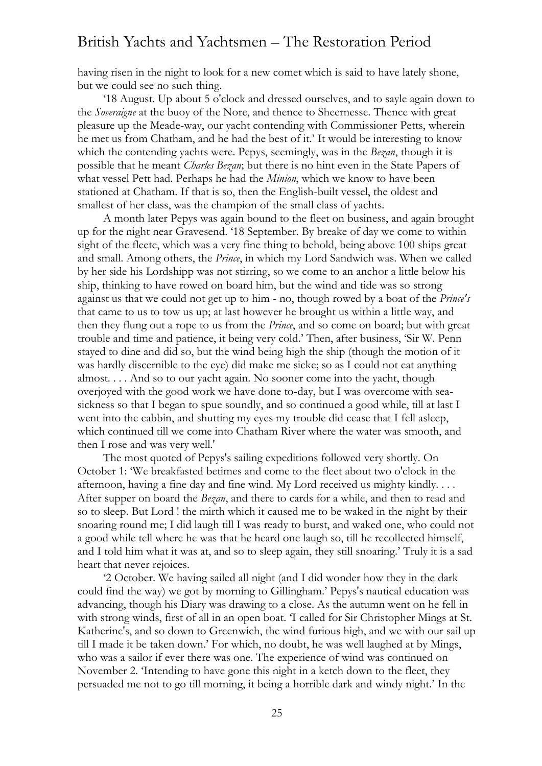having risen in the night to look for a new comet which is said to have lately shone, but we could see no such thing.

'18 August. Up about 5 o'clock and dressed ourselves, and to sayle again down to the *Soveraigne* at the buoy of the Nore, and thence to Sheernesse. Thence with great pleasure up the Meade-way, our yacht contending with Commissioner Petts, wherein he met us from Chatham, and he had the best of it.' It would be interesting to know which the contending yachts were. Pepys, seemingly, was in the *Bezan*, though it is possible that he meant *Charles Bezan*; but there is no hint even in the State Papers of what vessel Pett had. Perhaps he had the *Minion*, which we know to have been stationed at Chatham. If that is so, then the English-built vessel, the oldest and smallest of her class, was the champion of the small class of yachts.

A month later Pepys was again bound to the fleet on business, and again brought up for the night near Gravesend. '18 September. By breake of day we come to within sight of the fleete, which was a very fine thing to behold, being above 100 ships great and small. Among others, the *Prince*, in which my Lord Sandwich was. When we called by her side his Lordshipp was not stirring, so we come to an anchor a little below his ship, thinking to have rowed on board him, but the wind and tide was so strong against us that we could not get up to him - no, though rowed by a boat of the *Prince's* that came to us to tow us up; at last however he brought us within a little way, and then they flung out a rope to us from the *Prince*, and so come on board; but with great trouble and time and patience, it being very cold.' Then, after business, 'Sir W. Penn stayed to dine and did so, but the wind being high the ship (though the motion of it was hardly discernible to the eye) did make me sicke; so as I could not eat anything almost. . . . And so to our yacht again. No sooner come into the yacht, though overjoyed with the good work we have done to-day, but I was overcome with sea-sickness so that I began to spue soundly, and so continued a good while, till at last I went into the cabbin, and shutting my eyes my trouble did cease that I fell asleep, which continued till we come into Chatham River where the water was smooth, and then I rose and was very well.'

The most quoted of Pepys's sailing expeditions followed very shortly. On October 1: 'We breakfasted betimes and come to the fleet about two o'clock in the afternoon, having a fine day and fine wind. My Lord received us mighty kindly. . . . After supper on board the *Bezan*, and there to cards for a while, and then to read and so to sleep. But Lord ! the mirth which it caused me to be waked in the night by their snoaring round me; I did laugh till I was ready to burst, and waked one, who could not a good while tell where he was that he heard one laugh so, till he recollected himself, and I told him what it was at, and so to sleep again, they still snoaring.' Truly it is a sad heart that never rejoices.

'2 October. We having sailed all night (and I did wonder how they in the dark could find the way) we got by morning to Gillingham.' Pepys's nautical education was advancing, though his Diary was drawing to a close. As the autumn went on he fell in with strong winds, first of all in an open boat. 'I called for Sir Christopher Mings at St. Katherine's, and so down to Greenwich, the wind furious high, and we with our sail up till I made it be taken down.' For which, no doubt, he was well laughed at by Mings, who was a sailor if ever there was one. The experience of wind was continued on November 2. 'Intending to have gone this night in a ketch down to the fleet, they persuaded me not to go till morning, it being a horrible dark and windy night.' In the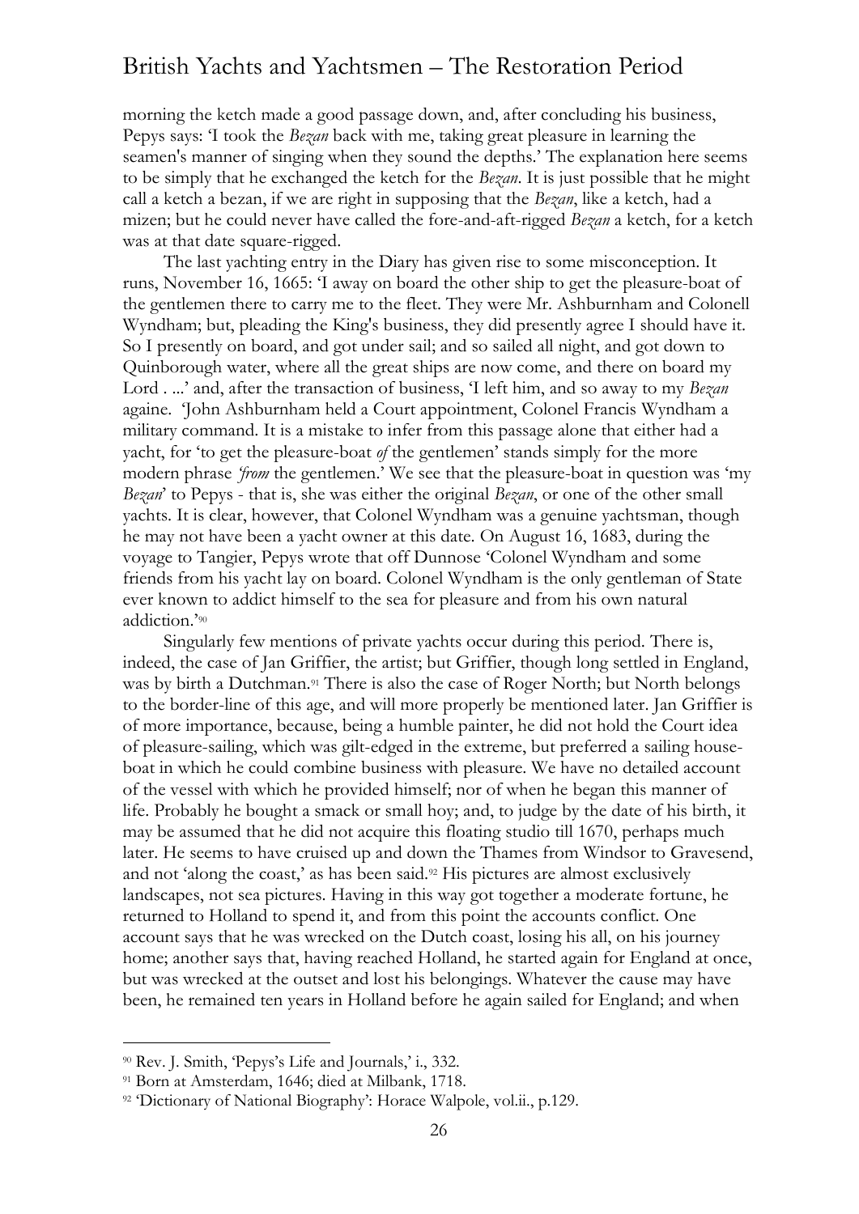morning the ketch made a good passage down, and, after concluding his business, Pepys says: 'I took the *Bezan* back with me, taking great pleasure in learning the seamen's manner of singing when they sound the depths.' The explanation here seems to be simply that he exchanged the ketch for the *Bezan*. It is just possible that he might call a ketch a bezan, if we are right in supposing that the *Bezan*, like a ketch, had a mizen; but he could never have called the fore-and-aft-rigged *Bezan* a ketch, for a ketch was at that date square-rigged.

The last yachting entry in the Diary has given rise to some misconception. It runs, November 16, 1665: 'I away on board the other ship to get the pleasure-boat of the gentlemen there to carry me to the fleet. They were Mr. Ashburnham and Colonell Wyndham; but, pleading the King's business, they did presently agree I should have it. So I presently on board, and got under sail; and so sailed all night, and got down to Quinborough water, where all the great ships are now come, and there on board my Lord . ...' and, after the transaction of business, 'I left him, and so away to my *Bezan* againe. 'John Ashburnham held a Court appointment, Colonel Francis Wyndham a military command. It is a mistake to infer from this passage alone that either had a yacht, for 'to get the pleasure-boat *of* the gentlemen' stands simply for the more modern phrase *'from* the gentlemen.' We see that the pleasure-boat in question was 'my *Bezan*' to Pepys - that is, she was either the original *Bezan*, or one of the other small yachts. It is clear, however, that Colonel Wyndham was a genuine yachtsman, though he may not have been a yacht owner at this date. On August 16, 1683, during the voyage to Tangier, Pepys wrote that off Dunnose 'Colonel Wyndham and some friends from his yacht lay on board. Colonel Wyndham is the only gentleman of State ever known to addict himself to the sea for pleasure and from his own natural addiction.'[90]

Singularly few mentions of private yachts occur during this period. There is, indeed, the case of Jan Griffier, the artist; but Griffier, though long settled in England, was by birth a Dutchman.[91] There is also the case of Roger North; but North belongs to the border-line of this age, and will more properly be mentioned later. Jan Griffier is of more importance, because, being a humble painter, he did not hold the Court idea of pleasure-sailing, which was gilt-edged in the extreme, but preferred a sailing house-boat in which he could combine business with pleasure. We have no detailed account of the vessel with which he provided himself; nor of when he began this manner of life. Probably he bought a smack or small hoy; and, to judge by the date of his birth, it may be assumed that he did not acquire this floating studio till 1670, perhaps much later. He seems to have cruised up and down the Thames from Windsor to Gravesend, and not 'along the coast,' as has been said.[92] His pictures are almost exclusively landscapes, not sea pictures. Having in this way got together a moderate fortune, he returned to Holland to spend it, and from this point the accounts conflict. One account says that he was wrecked on the Dutch coast, losing his all, on his journey home; another says that, having reached Holland, he started again for England at once, but was wrecked at the outset and lost his belongings. Whatever the cause may have been, he remained ten years in Holland before he again sailed for England; and when

---

[90] Rev. J. Smith, 'Pepys's Life and Journals,' i., 332.

[91] Born at Amsterdam, 1646; died at Milbank, 1718.

[92] 'Dictionary of National Biography': Horace Walpole, vol.ii., p.129.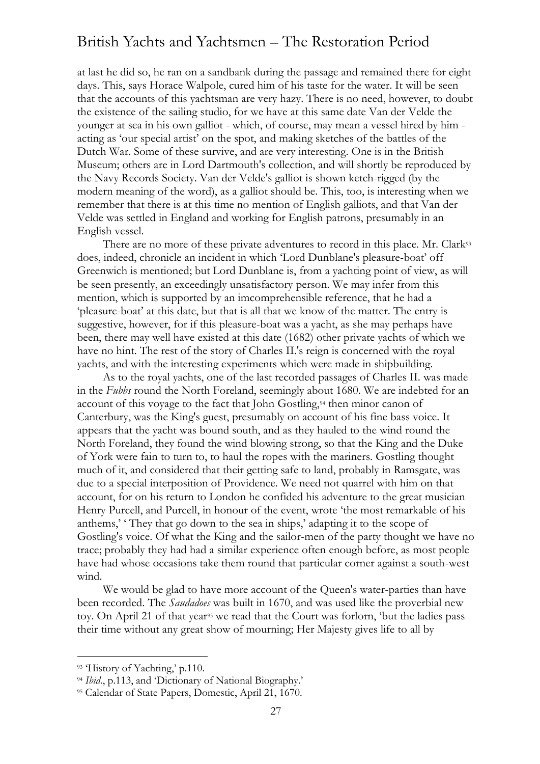at last he did so, he ran on a sandbank during the passage and remained there for eight days. This, says Horace Walpole, cured him of his taste for the water. It will be seen that the accounts of this yachtsman are very hazy. There is no need, however, to doubt the existence of the sailing studio, for we have at this same date Van der Velde the younger at sea in his own galliot - which, of course, may mean a vessel hired by him - acting as 'our special artist' on the spot, and making sketches of the battles of the Dutch War. Some of these survive, and are very interesting. One is in the British Museum; others are in Lord Dartmouth's collection, and will shortly be reproduced by the Navy Records Society. Van der Velde's galliot is shown ketch-rigged (by the modern meaning of the word), as a galliot should be. This, too, is interesting when we remember that there is at this time no mention of English galliots, and that Van der Velde was settled in England and working for English patrons, presumably in an English vessel.

There are no more of these private adventures to record in this place. Mr. Clark[93] does, indeed, chronicle an incident in which 'Lord Dunblane's pleasure-boat' off Greenwich is mentioned; but Lord Dunblane is, from a yachting point of view, as will be seen presently, an exceedingly unsatisfactory person. We may infer from this mention, which is supported by an imcomprehensible reference, that he had a 'pleasure-boat' at this date, but that is all that we know of the matter. The entry is suggestive, however, for if this pleasure-boat was a yacht, as she may perhaps have been, there may well have existed at this date (1682) other private yachts of which we have no hint. The rest of the story of Charles II.'s reign is concerned with the royal yachts, and with the interesting experiments which were made in shipbuilding.

As to the royal yachts, one of the last recorded passages of Charles II. was made in the *Fubbs* round the North Foreland, seemingly about 1680. We are indebted for an account of this voyage to the fact that John Gostling,[94] then minor canon of Canterbury, was the King's guest, presumably on account of his fine bass voice. It appears that the yacht was bound south, and as they hauled to the wind round the North Foreland, they found the wind blowing strong, so that the King and the Duke of York were fain to turn to, to haul the ropes with the mariners. Gostling thought much of it, and considered that their getting safe to land, probably in Ramsgate, was due to a special interposition of Providence. We need not quarrel with him on that account, for on his return to London he confided his adventure to the great musician Henry Purcell, and Purcell, in honour of the event, wrote 'the most remarkable of his anthems,' ' They that go down to the sea in ships,' adapting it to the scope of Gostling's voice. Of what the King and the sailor-men of the party thought we have no trace; probably they had had a similar experience often enough before, as most people have had whose occasions take them round that particular corner against a south-west wind.

We would be glad to have more account of the Queen's water-parties than have been recorded. The *Saudadoes* was built in 1670, and was used like the proverbial new toy. On April 21 of that year[95] we read that the Court was forlorn, 'but the ladies pass their time without any great show of mourning; Her Majesty gives life to all by

---

[93] 'History of Yachting,' p.110.

[94] *Ibid*., p.113, and 'Dictionary of National Biography.'

[95] Calendar of State Papers, Domestic, April 21, 1670.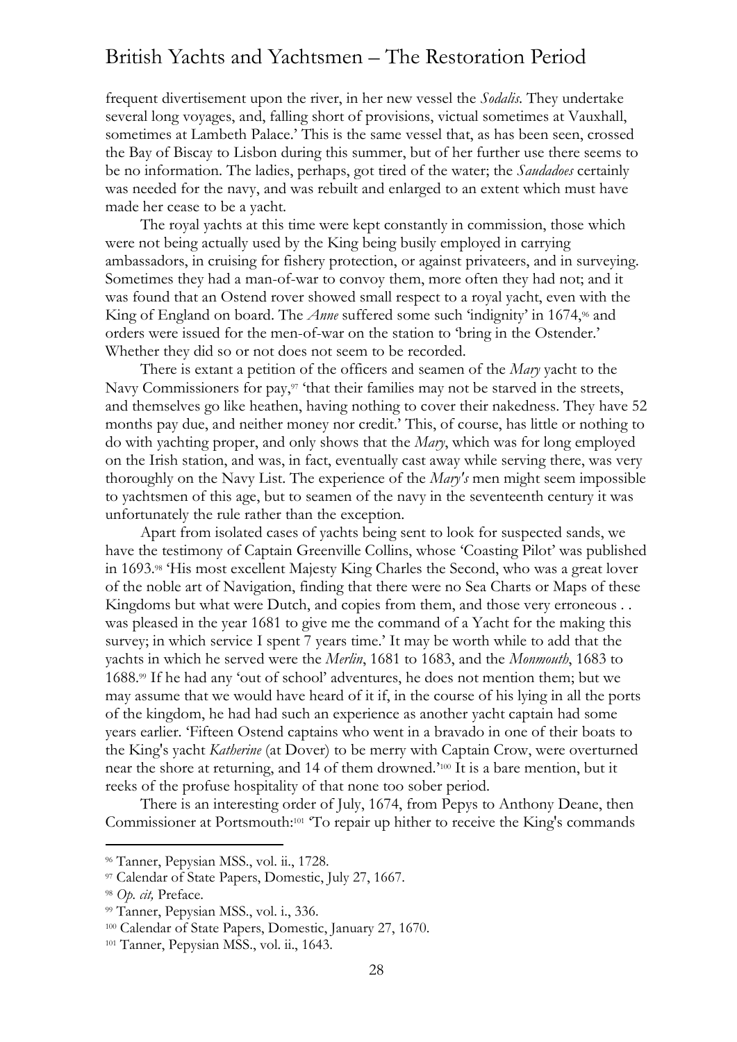frequent divertisement upon the river, in her new vessel the *Sodalis*. They undertake several long voyages, and, falling short of provisions, victual sometimes at Vauxhall, sometimes at Lambeth Palace.' This is the same vessel that, as has been seen, crossed the Bay of Biscay to Lisbon during this summer, but of her further use there seems to be no information. The ladies, perhaps, got tired of the water; the *Saudadoes* certainly was needed for the navy, and was rebuilt and enlarged to an extent which must have made her cease to be a yacht.

The royal yachts at this time were kept constantly in commission, those which were not being actually used by the King being busily employed in carrying ambassadors, in cruising for fishery protection, or against privateers, and in surveying. Sometimes they had a man-of-war to convoy them, more often they had not; and it was found that an Ostend rover showed small respect to a royal yacht, even with the King of England on board. The *Anne* suffered some such 'indignity' in 1674,[96] and orders were issued for the men-of-war on the station to 'bring in the Ostender.' Whether they did so or not does not seem to be recorded.

There is extant a petition of the officers and seamen of the *Mary* yacht to the Navy Commissioners for pay,[97] 'that their families may not be starved in the streets, and themselves go like heathen, having nothing to cover their nakedness. They have 52 months pay due, and neither money nor credit.' This, of course, has little or nothing to do with yachting proper, and only shows that the *Mary*, which was for long employed on the Irish station, and was, in fact, eventually cast away while serving there, was very thoroughly on the Navy List. The experience of the *Mary's* men might seem impossible to yachtsmen of this age, but to seamen of the navy in the seventeenth century it was unfortunately the rule rather than the exception.

Apart from isolated cases of yachts being sent to look for suspected sands, we have the testimony of Captain Greenville Collins, whose 'Coasting Pilot' was published in 1693.[98] 'His most excellent Majesty King Charles the Second, who was a great lover of the noble art of Navigation, finding that there were no Sea Charts or Maps of these Kingdoms but what were Dutch, and copies from them, and those very erroneous . . was pleased in the year 1681 to give me the command of a Yacht for the making this survey; in which service I spent 7 years time.' It may be worth while to add that the yachts in which he served were the *Merlin*, 1681 to 1683, and the *Monmouth*, 1683 to 1688.[99] If he had any 'out of school' adventures, he does not mention them; but we may assume that we would have heard of it if, in the course of his lying in all the ports of the kingdom, he had had such an experience as another yacht captain had some years earlier. 'Fifteen Ostend captains who went in a bravado in one of their boats to the King's yacht *Katherine* (at Dover) to be merry with Captain Crow, were overturned near the shore at returning, and 14 of them drowned.'[100] It is a bare mention, but it reeks of the profuse hospitality of that none too sober period.

There is an interesting order of July, 1674, from Pepys to Anthony Deane, then Commissioner at Portsmouth:[101] 'To repair up hither to receive the King's commands

---

[96] Tanner, Pepysian MSS., vol. ii., 1728.

[97] Calendar of State Papers, Domestic, July 27, 1667.

[98] *Op. cit,* Preface.

[99] Tanner, Pepysian MSS., vol. i., 336.

[100] Calendar of State Papers, Domestic, January 27, 1670.

[101] Tanner, Pepysian MSS., vol. ii., 1643.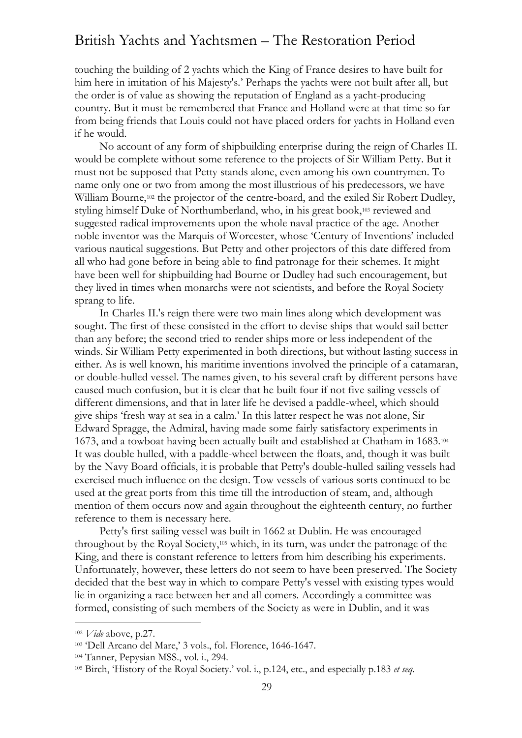touching the building of 2 yachts which the King of France desires to have built for him here in imitation of his Majesty's.' Perhaps the yachts were not built after all, but the order is of value as showing the reputation of England as a yacht-producing country. But it must be remembered that France and Holland were at that time so far from being friends that Louis could not have placed orders for yachts in Holland even if he would.

No account of any form of shipbuilding enterprise during the reign of Charles II. would be complete without some reference to the projects of Sir William Petty. But it must not be supposed that Petty stands alone, even among his own countrymen. To name only one or two from among the most illustrious of his predecessors, we have William Bourne,[102] the projector of the centre-board, and the exiled Sir Robert Dudley, styling himself Duke of Northumberland, who, in his great book,[103] reviewed and suggested radical improvements upon the whole naval practice of the age. Another noble inventor was the Marquis of Worcester, whose 'Century of Inventions' included various nautical suggestions. But Petty and other projectors of this date differed from all who had gone before in being able to find patronage for their schemes. It might have been well for shipbuilding had Bourne or Dudley had such encouragement, but they lived in times when monarchs were not scientists, and before the Royal Society sprang to life.

In Charles II.'s reign there were two main lines along which development was sought. The first of these consisted in the effort to devise ships that would sail better than any before; the second tried to render ships more or less independent of the winds. Sir William Petty experimented in both directions, but without lasting success in either. As is well known, his maritime inventions involved the principle of a catamaran, or double-hulled vessel. The names given, to his several craft by different persons have caused much confusion, but it is clear that he built four if not five sailing vessels of different dimensions, and that in later life he devised a paddle-wheel, which should give ships 'fresh way at sea in a calm.' In this latter respect he was not alone, Sir Edward Spragge, the Admiral, having made some fairly satisfactory experiments in 1673, and a towboat having been actually built and established at Chatham in 1683.[104] It was double hulled, with a paddle-wheel between the floats, and, though it was built by the Navy Board officials, it is probable that Petty's double-hulled sailing vessels had exercised much influence on the design. Tow vessels of various sorts continued to be used at the great ports from this time till the introduction of steam, and, although mention of them occurs now and again throughout the eighteenth century, no further reference to them is necessary here.

Petty's first sailing vessel was built in 1662 at Dublin. He was encouraged throughout by the Royal Society,[105] which, in its turn, was under the patronage of the King, and there is constant reference to letters from him describing his experiments. Unfortunately, however, these letters do not seem to have been preserved. The Society decided that the best way in which to compare Petty's vessel with existing types would lie in organizing a race between her and all comers. Accordingly a committee was formed, consisting of such members of the Society as were in Dublin, and it was

---

[102] *Vide* above, p.27.

[103] 'Dell Arcano del Mare,' 3 vols., fol. Florence, 1646-1647.

[104] Tanner, Pepysian MSS., vol. i., 294.

[105] Birch, 'History of the Royal Society.' vol. i., p.124, etc., and especially p.183 *et seq*.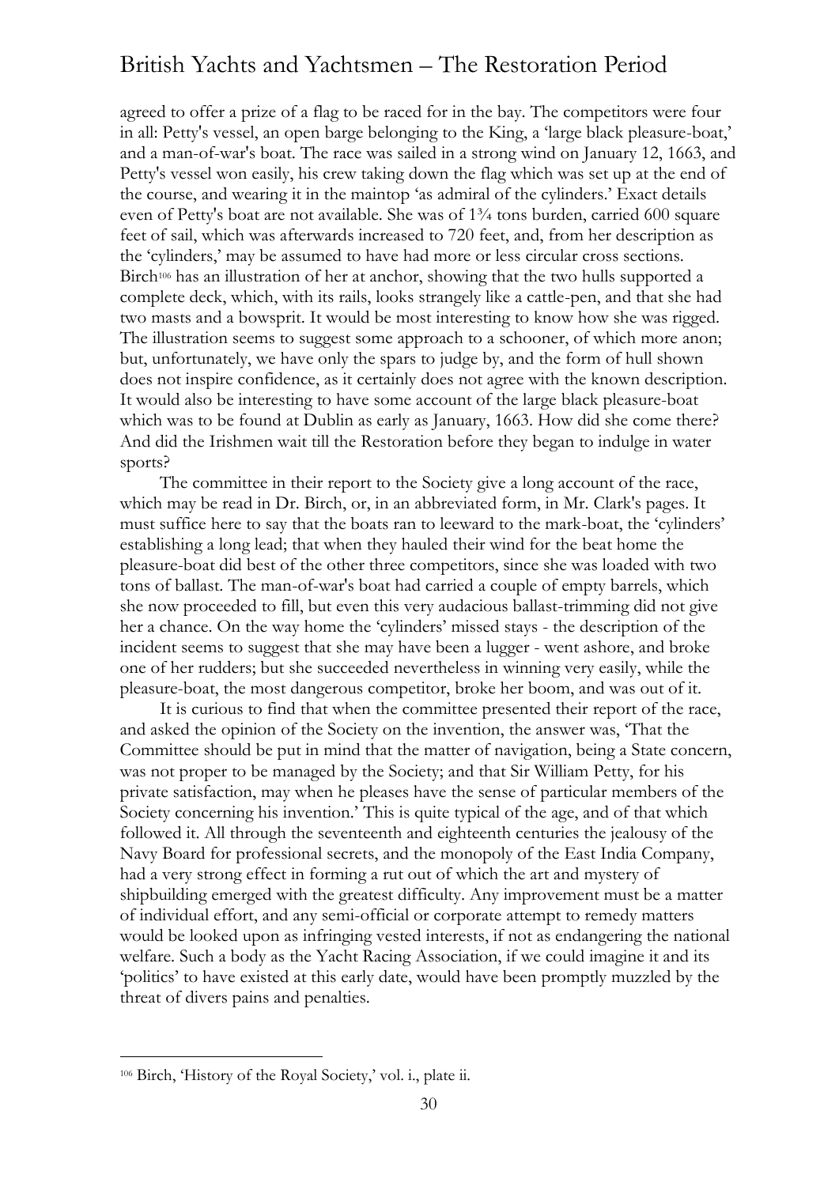agreed to offer a prize of a flag to be raced for in the bay. The competitors were four in all: Petty's vessel, an open barge belonging to the King, a 'large black pleasure-boat,' and a man-of-war's boat. The race was sailed in a strong wind on January 12, 1663, and Petty's vessel won easily, his crew taking down the flag which was set up at the end of the course, and wearing it in the maintop 'as admiral of the cylinders.' Exact details even of Petty's boat are not available. She was of 1¾ tons burden, carried 600 square feet of sail, which was afterwards increased to 720 feet, and, from her description as the 'cylinders,' may be assumed to have had more or less circular cross sections. Birch[106] has an illustration of her at anchor, showing that the two hulls supported a complete deck, which, with its rails, looks strangely like a cattle-pen, and that she had two masts and a bowsprit. It would be most interesting to know how she was rigged. The illustration seems to suggest some approach to a schooner, of which more anon; but, unfortunately, we have only the spars to judge by, and the form of hull shown does not inspire confidence, as it certainly does not agree with the known description. It would also be interesting to have some account of the large black pleasure-boat which was to be found at Dublin as early as January, 1663. How did she come there? And did the Irishmen wait till the Restoration before they began to indulge in water sports?

The committee in their report to the Society give a long account of the race, which may be read in Dr. Birch, or, in an abbreviated form, in Mr. Clark's pages. It must suffice here to say that the boats ran to leeward to the mark-boat, the 'cylinders' establishing a long lead; that when they hauled their wind for the beat home the pleasure-boat did best of the other three competitors, since she was loaded with two tons of ballast. The man-of-war's boat had carried a couple of empty barrels, which she now proceeded to fill, but even this very audacious ballast-trimming did not give her a chance. On the way home the 'cylinders' missed stays - the description of the incident seems to suggest that she may have been a lugger - went ashore, and broke one of her rudders; but she succeeded nevertheless in winning very easily, while the pleasure-boat, the most dangerous competitor, broke her boom, and was out of it.

It is curious to find that when the committee presented their report of the race, and asked the opinion of the Society on the invention, the answer was, 'That the Committee should be put in mind that the matter of navigation, being a State concern, was not proper to be managed by the Society; and that Sir William Petty, for his private satisfaction, may when he pleases have the sense of particular members of the Society concerning his invention.' This is quite typical of the age, and of that which followed it. All through the seventeenth and eighteenth centuries the jealousy of the Navy Board for professional secrets, and the monopoly of the East India Company, had a very strong effect in forming a rut out of which the art and mystery of shipbuilding emerged with the greatest difficulty. Any improvement must be a matter of individual effort, and any semi-official or corporate attempt to remedy matters would be looked upon as infringing vested interests, if not as endangering the national welfare. Such a body as the Yacht Racing Association, if we could imagine it and its 'politics' to have existed at this early date, would have been promptly muzzled by the threat of divers pains and penalties.

---

[106] Birch, 'History of the Royal Society,' vol. i., plate ii.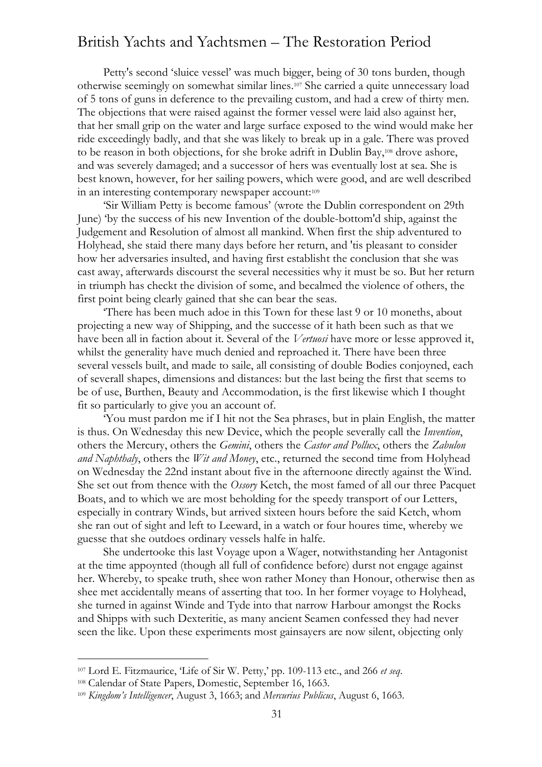Petty's second 'sluice vessel' was much bigger, being of 30 tons burden, though otherwise seemingly on somewhat similar lines.[107] She carried a quite unnecessary load of 5 tons of guns in deference to the prevailing custom, and had a crew of thirty men. The objections that were raised against the former vessel were laid also against her, that her small grip on the water and large surface exposed to the wind would make her ride exceedingly badly, and that she was likely to break up in a gale. There was proved to be reason in both objections, for she broke adrift in Dublin Bay,[108] drove ashore, and was severely damaged; and a successor of hers was eventually lost at sea. She is best known, however, for her sailing powers, which were good, and are well described in an interesting contemporary newspaper account:[109]

'Sir William Petty is become famous' (wrote the Dublin correspondent on 29th June) 'by the success of his new Invention of the double-bottom'd ship, against the Judgement and Resolution of almost all mankind. When first the ship adventured to Holyhead, she staid there many days before her return, and 'tis pleasant to consider how her adversaries insulted, and having first establisht the conclusion that she was cast away, afterwards discourst the several necessities why it must be so. But her return in triumph has checkt the division of some, and becalmed the violence of others, the first point being clearly gained that she can bear the seas.

'There has been much adoe in this Town for these last 9 or 10 moneths, about projecting a new way of Shipping, and the successe of it hath been such as that we have been all in faction about it. Several of the *Vertuosi* have more or lesse approved it, whilst the generality have much denied and reproached it. There have been three several vessels built, and made to saile, all consisting of double Bodies conjoyned, each of severall shapes, dimensions and distances: but the last being the first that seems to be of use, Burthen, Beauty and Accommodation, is the first likewise which I thought fit so particularly to give you an account of.

'You must pardon me if I hit not the Sea phrases, but in plain English, the matter is thus. On Wednesday this new Device, which the people severally call the *Invention*, others the Mercury, others the *Gemini*, others the *Castor and Pollux*, others the *Zabulon and Naphthaly*, others the *Wit and Money*, etc., returned the second time from Holyhead on Wednesday the 22nd instant about five in the afternoone directly against the Wind. She set out from thence with the *Ossory* Ketch, the most famed of all our three Pacquet Boats, and to which we are most beholding for the speedy transport of our Letters, especially in contrary Winds, but arrived sixteen hours before the said Ketch, whom she ran out of sight and left to Leeward, in a watch or four houres time, whereby we guesse that she outdoes ordinary vessels halfe in halfe.

She undertooke this last Voyage upon a Wager, notwithstanding her Antagonist at the time appoynted (though all full of confidence before) durst not engage against her. Whereby, to speake truth, shee won rather Money than Honour, otherwise then as shee met accidentally means of asserting that too. In her former voyage to Holyhead, she turned in against Winde and Tyde into that narrow Harbour amongst the Rocks and Shipps with such Dexteritie, as many ancient Seamen confessed they had never seen the like. Upon these experiments most gainsayers are now silent, objecting only

---

[107] Lord E. Fitzmaurice, 'Life of Sir W. Petty,' pp. 109-113 etc., and 266 *et seq*.

[108] Calendar of State Papers, Domestic, September 16, 1663.

[109] *Kingdom's Intelligencer*, August 3, 1663; and *Mercurius Publicus*, August 6, 1663.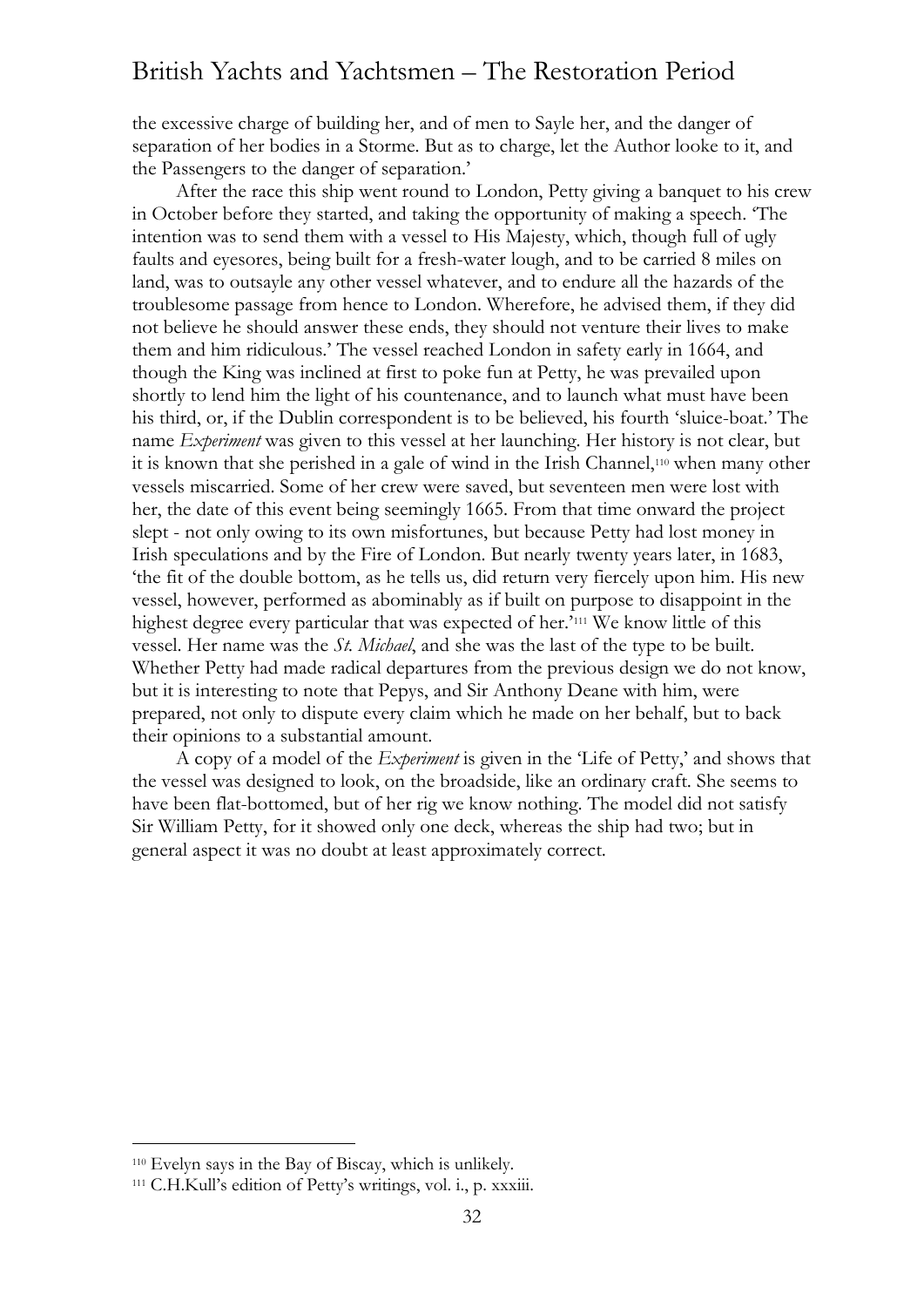the excessive charge of building her, and of men to Sayle her, and the danger of separation of her bodies in a Storme. But as to charge, let the Author looke to it, and the Passengers to the danger of separation.'

After the race this ship went round to London, Petty giving a banquet to his crew in October before they started, and taking the opportunity of making a speech. 'The intention was to send them with a vessel to His Majesty, which, though full of ugly faults and eyesores, being built for a fresh-water lough, and to be carried 8 miles on land, was to outsayle any other vessel whatever, and to endure all the hazards of the troublesome passage from hence to London. Wherefore, he advised them, if they did not believe he should answer these ends, they should not venture their lives to make them and him ridiculous.' The vessel reached London in safety early in 1664, and though the King was inclined at first to poke fun at Petty, he was prevailed upon shortly to lend him the light of his countenance, and to launch what must have been his third, or, if the Dublin correspondent is to be believed, his fourth 'sluice-boat.' The name *Experiment* was given to this vessel at her launching. Her history is not clear, but it is known that she perished in a gale of wind in the Irish Channel,[110] when many other vessels miscarried. Some of her crew were saved, but seventeen men were lost with her, the date of this event being seemingly 1665. From that time onward the project slept - not only owing to its own misfortunes, but because Petty had lost money in Irish speculations and by the Fire of London. But nearly twenty years later, in 1683, 'the fit of the double bottom, as he tells us, did return very fiercely upon him. His new vessel, however, performed as abominably as if built on purpose to disappoint in the highest degree every particular that was expected of her.'[111] We know little of this vessel. Her name was the *St. Michael*, and she was the last of the type to be built. Whether Petty had made radical departures from the previous design we do not know, but it is interesting to note that Pepys, and Sir Anthony Deane with him, were prepared, not only to dispute every claim which he made on her behalf, but to back their opinions to a substantial amount.

A copy of a model of the *Experiment* is given in the 'Life of Petty,' and shows that the vessel was designed to look, on the broadside, like an ordinary craft. She seems to have been flat-bottomed, but of her rig we know nothing. The model did not satisfy Sir William Petty, for it showed only one deck, whereas the ship had two; but in general aspect it was no doubt at least approximately correct.

---

[110] Evelyn says in the Bay of Biscay, which is unlikely.

[111] C.H.Kull's edition of Petty's writings, vol. i., p. xxxiii.